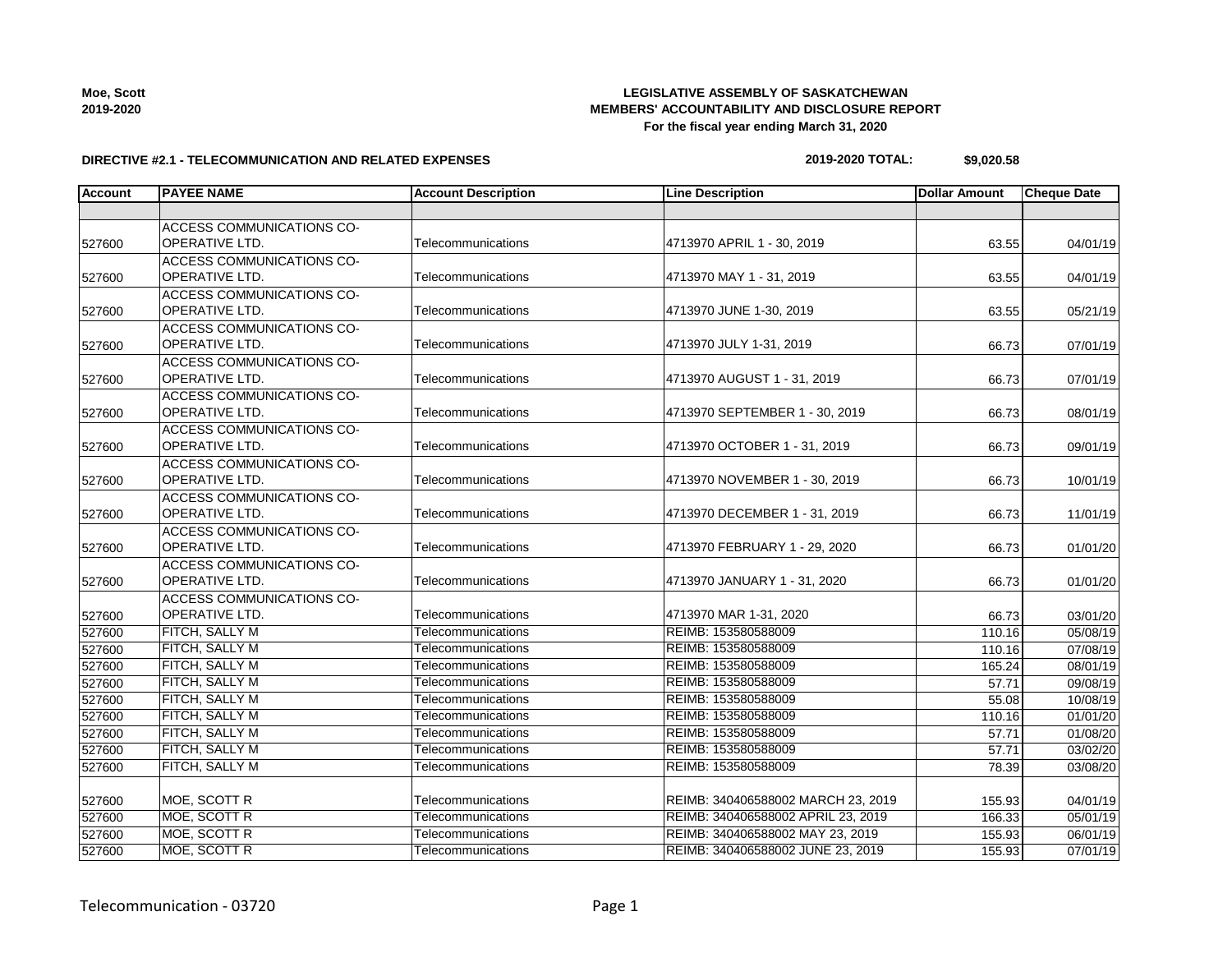**Moe, Scott**
**2019-2020**

**LEGISLATIVE ASSEMBLY OF SASKATCHEWAN**
**MEMBERS' ACCOUNTABILITY AND DISCLOSURE REPORT**
**For the fiscal year ending March 31, 2020**

**DIRECTIVE #2.1 - TELECOMMUNICATION AND RELATED EXPENSES**

**2019-2020 TOTAL: $9,020.58**

| Account | PAYEE NAME | Account Description | Line Description | Dollar Amount | Cheque Date |
|---|---|---|---|---|---|
| | | | | | |
| 527600 | ACCESS COMMUNICATIONS CO-OPERATIVE LTD. | Telecommunications | 4713970 APRIL 1 - 30, 2019 | 63.55 | 04/01/19 |
| 527600 | ACCESS COMMUNICATIONS CO-OPERATIVE LTD. | Telecommunications | 4713970 MAY 1 - 31, 2019 | 63.55 | 04/01/19 |
| 527600 | ACCESS COMMUNICATIONS CO-OPERATIVE LTD. | Telecommunications | 4713970 JUNE 1-30, 2019 | 63.55 | 05/21/19 |
| 527600 | ACCESS COMMUNICATIONS CO-OPERATIVE LTD. | Telecommunications | 4713970 JULY 1-31, 2019 | 66.73 | 07/01/19 |
| 527600 | ACCESS COMMUNICATIONS CO-OPERATIVE LTD. | Telecommunications | 4713970 AUGUST 1 - 31, 2019 | 66.73 | 07/01/19 |
| 527600 | ACCESS COMMUNICATIONS CO-OPERATIVE LTD. | Telecommunications | 4713970 SEPTEMBER 1 - 30, 2019 | 66.73 | 08/01/19 |
| 527600 | ACCESS COMMUNICATIONS CO-OPERATIVE LTD. | Telecommunications | 4713970 OCTOBER 1 - 31, 2019 | 66.73 | 09/01/19 |
| 527600 | ACCESS COMMUNICATIONS CO-OPERATIVE LTD. | Telecommunications | 4713970 NOVEMBER 1 - 30, 2019 | 66.73 | 10/01/19 |
| 527600 | ACCESS COMMUNICATIONS CO-OPERATIVE LTD. | Telecommunications | 4713970 DECEMBER 1 - 31, 2019 | 66.73 | 11/01/19 |
| 527600 | ACCESS COMMUNICATIONS CO-OPERATIVE LTD. | Telecommunications | 4713970 FEBRUARY 1 - 29, 2020 | 66.73 | 01/01/20 |
| 527600 | ACCESS COMMUNICATIONS CO-OPERATIVE LTD. | Telecommunications | 4713970 JANUARY 1 - 31, 2020 | 66.73 | 01/01/20 |
| 527600 | ACCESS COMMUNICATIONS CO-OPERATIVE LTD. | Telecommunications | 4713970 MAR 1-31, 2020 | 66.73 | 03/01/20 |
| 527600 | FITCH, SALLY M | Telecommunications | REIMB: 153580588009 | 110.16 | 05/08/19 |
| 527600 | FITCH, SALLY M | Telecommunications | REIMB: 153580588009 | 110.16 | 07/08/19 |
| 527600 | FITCH, SALLY M | Telecommunications | REIMB: 153580588009 | 165.24 | 08/01/19 |
| 527600 | FITCH, SALLY M | Telecommunications | REIMB: 153580588009 | 57.71 | 09/08/19 |
| 527600 | FITCH, SALLY M | Telecommunications | REIMB: 153580588009 | 55.08 | 10/08/19 |
| 527600 | FITCH, SALLY M | Telecommunications | REIMB: 153580588009 | 110.16 | 01/01/20 |
| 527600 | FITCH, SALLY M | Telecommunications | REIMB: 153580588009 | 57.71 | 01/08/20 |
| 527600 | FITCH, SALLY M | Telecommunications | REIMB: 153580588009 | 57.71 | 03/02/20 |
| 527600 | FITCH, SALLY M | Telecommunications | REIMB: 153580588009 | 78.39 | 03/08/20 |
| 527600 | MOE, SCOTT R | Telecommunications | REIMB: 340406588002 MARCH 23, 2019 | 155.93 | 04/01/19 |
| 527600 | MOE, SCOTT R | Telecommunications | REIMB: 340406588002 APRIL 23, 2019 | 166.33 | 05/01/19 |
| 527600 | MOE, SCOTT R | Telecommunications | REIMB: 340406588002 MAY 23, 2019 | 155.93 | 06/01/19 |
| 527600 | MOE, SCOTT R | Telecommunications | REIMB: 340406588002 JUNE 23, 2019 | 155.93 | 07/01/19 |

Telecommunication - 03720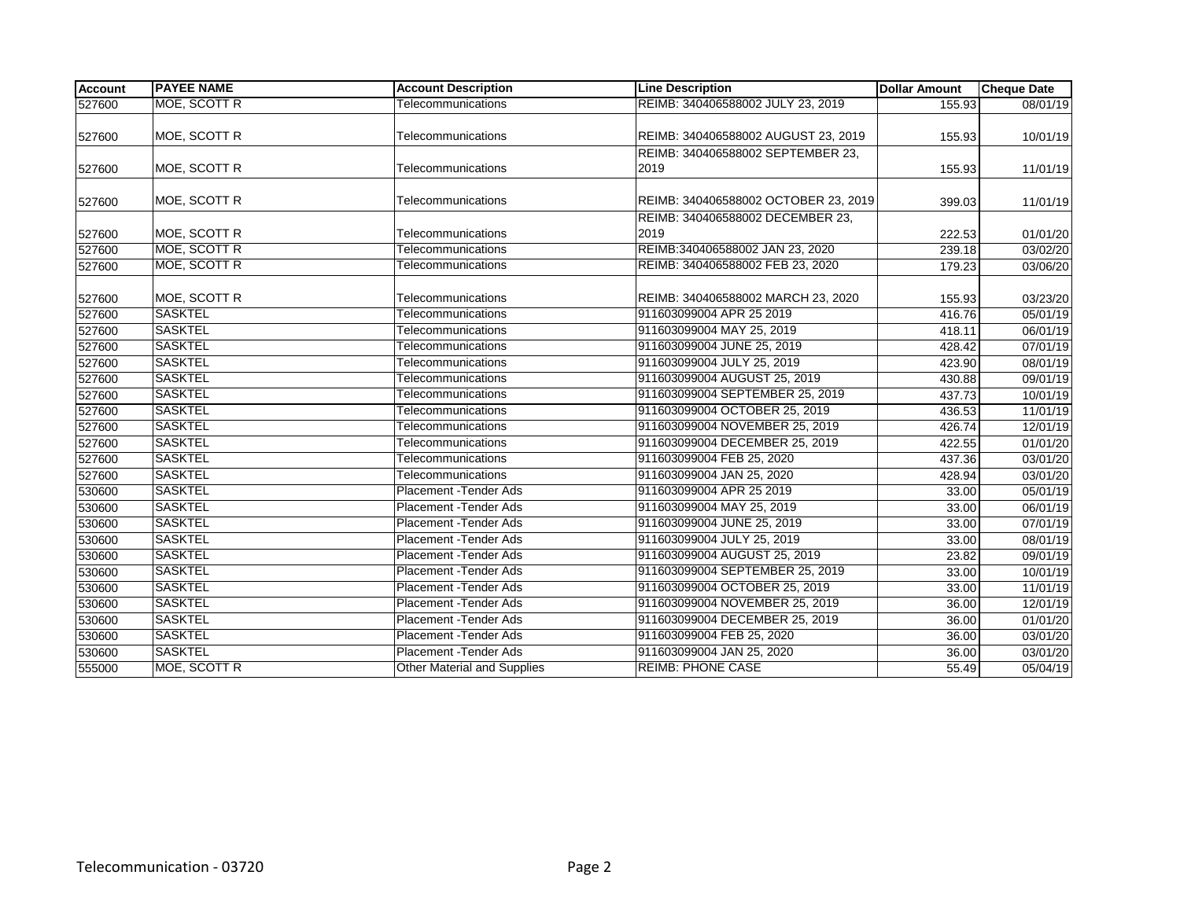| Account | PAYEE NAME | Account Description | Line Description | Dollar Amount | Cheque Date |
|---|---|---|---|---|---|
| 527600 | MOE, SCOTT R | Telecommunications | REIMB: 340406588002 JULY 23, 2019 | 155.93 | 08/01/19 |
| 527600 | MOE, SCOTT R | Telecommunications | REIMB: 340406588002 AUGUST 23, 2019 | 155.93 | 10/01/19 |
| 527600 | MOE, SCOTT R | Telecommunications | REIMB: 340406588002 SEPTEMBER 23, 2019 | 155.93 | 11/01/19 |
| 527600 | MOE, SCOTT R | Telecommunications | REIMB: 340406588002 OCTOBER 23, 2019 | 399.03 | 11/01/19 |
| 527600 | MOE, SCOTT R | Telecommunications | REIMB: 340406588002 DECEMBER 23, 2019 | 222.53 | 01/01/20 |
| 527600 | MOE, SCOTT R | Telecommunications | REIMB:340406588002 JAN 23, 2020 | 239.18 | 03/02/20 |
| 527600 | MOE, SCOTT R | Telecommunications | REIMB: 340406588002 FEB 23, 2020 | 179.23 | 03/06/20 |
| 527600 | MOE, SCOTT R | Telecommunications | REIMB: 340406588002 MARCH 23, 2020 | 155.93 | 03/23/20 |
| 527600 | SASKTEL | Telecommunications | 911603099004 APR 25 2019 | 416.76 | 05/01/19 |
| 527600 | SASKTEL | Telecommunications | 911603099004 MAY 25, 2019 | 418.11 | 06/01/19 |
| 527600 | SASKTEL | Telecommunications | 911603099004 JUNE 25, 2019 | 428.42 | 07/01/19 |
| 527600 | SASKTEL | Telecommunications | 911603099004 JULY 25, 2019 | 423.90 | 08/01/19 |
| 527600 | SASKTEL | Telecommunications | 911603099004 AUGUST 25, 2019 | 430.88 | 09/01/19 |
| 527600 | SASKTEL | Telecommunications | 911603099004 SEPTEMBER 25, 2019 | 437.73 | 10/01/19 |
| 527600 | SASKTEL | Telecommunications | 911603099004 OCTOBER 25, 2019 | 436.53 | 11/01/19 |
| 527600 | SASKTEL | Telecommunications | 911603099004 NOVEMBER 25, 2019 | 426.74 | 12/01/19 |
| 527600 | SASKTEL | Telecommunications | 911603099004 DECEMBER 25, 2019 | 422.55 | 01/01/20 |
| 527600 | SASKTEL | Telecommunications | 911603099004 FEB 25, 2020 | 437.36 | 03/01/20 |
| 527600 | SASKTEL | Telecommunications | 911603099004 JAN 25, 2020 | 428.94 | 03/01/20 |
| 530600 | SASKTEL | Placement -Tender Ads | 911603099004 APR 25 2019 | 33.00 | 05/01/19 |
| 530600 | SASKTEL | Placement -Tender Ads | 911603099004 MAY 25, 2019 | 33.00 | 06/01/19 |
| 530600 | SASKTEL | Placement -Tender Ads | 911603099004 JUNE 25, 2019 | 33.00 | 07/01/19 |
| 530600 | SASKTEL | Placement -Tender Ads | 911603099004 JULY 25, 2019 | 33.00 | 08/01/19 |
| 530600 | SASKTEL | Placement -Tender Ads | 911603099004 AUGUST 25, 2019 | 23.82 | 09/01/19 |
| 530600 | SASKTEL | Placement -Tender Ads | 911603099004 SEPTEMBER 25, 2019 | 33.00 | 10/01/19 |
| 530600 | SASKTEL | Placement -Tender Ads | 911603099004 OCTOBER 25, 2019 | 33.00 | 11/01/19 |
| 530600 | SASKTEL | Placement -Tender Ads | 911603099004 NOVEMBER 25, 2019 | 36.00 | 12/01/19 |
| 530600 | SASKTEL | Placement -Tender Ads | 911603099004 DECEMBER 25, 2019 | 36.00 | 01/01/20 |
| 530600 | SASKTEL | Placement -Tender Ads | 911603099004 FEB 25, 2020 | 36.00 | 03/01/20 |
| 530600 | SASKTEL | Placement -Tender Ads | 911603099004 JAN 25, 2020 | 36.00 | 03/01/20 |
| 555000 | MOE, SCOTT R | Other Material and Supplies | REIMB: PHONE CASE | 55.49 | 05/04/19 |

Telecommunication - 03720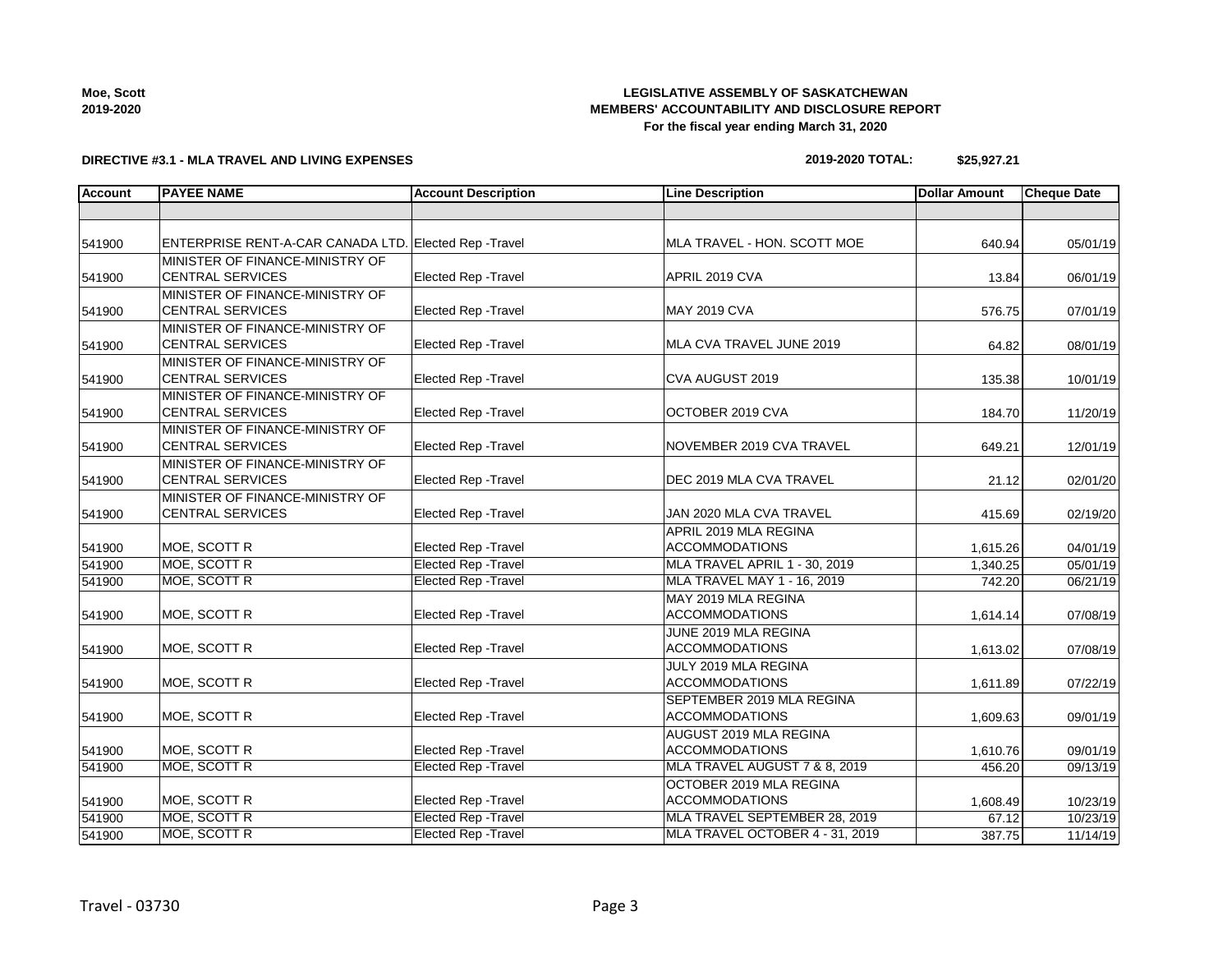**LEGISLATIVE ASSEMBLY OF SASKATCHEWAN**
**MEMBERS' ACCOUNTABILITY AND DISCLOSURE REPORT**
**For the fiscal year ending March 31, 2020**

Moe, Scott
2019-2020

**DIRECTIVE #3.1 - MLA TRAVEL AND LIVING EXPENSES**

**2019-2020 TOTAL: $25,927.21**

| Account | PAYEE NAME | Account Description | Line Description | Dollar Amount | Cheque Date |
|---|---|---|---|---|---|
| | | | | | |
| 541900 | ENTERPRISE RENT-A-CAR CANADA LTD. | Elected Rep -Travel | MLA TRAVEL - HON. SCOTT MOE | 640.94 | 05/01/19 |
| 541900 | MINISTER OF FINANCE-MINISTRY OF CENTRAL SERVICES | Elected Rep -Travel | APRIL 2019 CVA | 13.84 | 06/01/19 |
| 541900 | MINISTER OF FINANCE-MINISTRY OF CENTRAL SERVICES | Elected Rep -Travel | MAY 2019 CVA | 576.75 | 07/01/19 |
| 541900 | MINISTER OF FINANCE-MINISTRY OF CENTRAL SERVICES | Elected Rep -Travel | MLA CVA TRAVEL JUNE 2019 | 64.82 | 08/01/19 |
| 541900 | MINISTER OF FINANCE-MINISTRY OF CENTRAL SERVICES | Elected Rep -Travel | CVA AUGUST 2019 | 135.38 | 10/01/19 |
| 541900 | MINISTER OF FINANCE-MINISTRY OF CENTRAL SERVICES | Elected Rep -Travel | OCTOBER 2019 CVA | 184.70 | 11/20/19 |
| 541900 | MINISTER OF FINANCE-MINISTRY OF CENTRAL SERVICES | Elected Rep -Travel | NOVEMBER 2019 CVA TRAVEL | 649.21 | 12/01/19 |
| 541900 | MINISTER OF FINANCE-MINISTRY OF CENTRAL SERVICES | Elected Rep -Travel | DEC 2019 MLA CVA TRAVEL | 21.12 | 02/01/20 |
| 541900 | MINISTER OF FINANCE-MINISTRY OF CENTRAL SERVICES | Elected Rep -Travel | JAN 2020 MLA CVA TRAVEL | 415.69 | 02/19/20 |
| 541900 | MOE, SCOTT R | Elected Rep -Travel | APRIL 2019 MLA REGINA ACCOMMODATIONS | 1,615.26 | 04/01/19 |
| 541900 | MOE, SCOTT R | Elected Rep -Travel | MLA TRAVEL APRIL 1 - 30, 2019 | 1,340.25 | 05/01/19 |
| 541900 | MOE, SCOTT R | Elected Rep -Travel | MLA TRAVEL MAY 1 - 16, 2019 | 742.20 | 06/21/19 |
| 541900 | MOE, SCOTT R | Elected Rep -Travel | MAY 2019 MLA REGINA ACCOMMODATIONS | 1,614.14 | 07/08/19 |
| 541900 | MOE, SCOTT R | Elected Rep -Travel | JUNE 2019 MLA REGINA ACCOMMODATIONS | 1,613.02 | 07/08/19 |
| 541900 | MOE, SCOTT R | Elected Rep -Travel | JULY 2019 MLA REGINA ACCOMMODATIONS | 1,611.89 | 07/22/19 |
| 541900 | MOE, SCOTT R | Elected Rep -Travel | SEPTEMBER 2019 MLA REGINA ACCOMMODATIONS | 1,609.63 | 09/01/19 |
| 541900 | MOE, SCOTT R | Elected Rep -Travel | AUGUST 2019 MLA REGINA ACCOMMODATIONS | 1,610.76 | 09/01/19 |
| 541900 | MOE, SCOTT R | Elected Rep -Travel | MLA TRAVEL AUGUST 7 & 8, 2019 | 456.20 | 09/13/19 |
| 541900 | MOE, SCOTT R | Elected Rep -Travel | OCTOBER 2019 MLA REGINA ACCOMMODATIONS | 1,608.49 | 10/23/19 |
| 541900 | MOE, SCOTT R | Elected Rep -Travel | MLA TRAVEL SEPTEMBER 28, 2019 | 67.12 | 10/23/19 |
| 541900 | MOE, SCOTT R | Elected Rep -Travel | MLA TRAVEL OCTOBER 4 - 31, 2019 | 387.75 | 11/14/19 |

Travel - 03730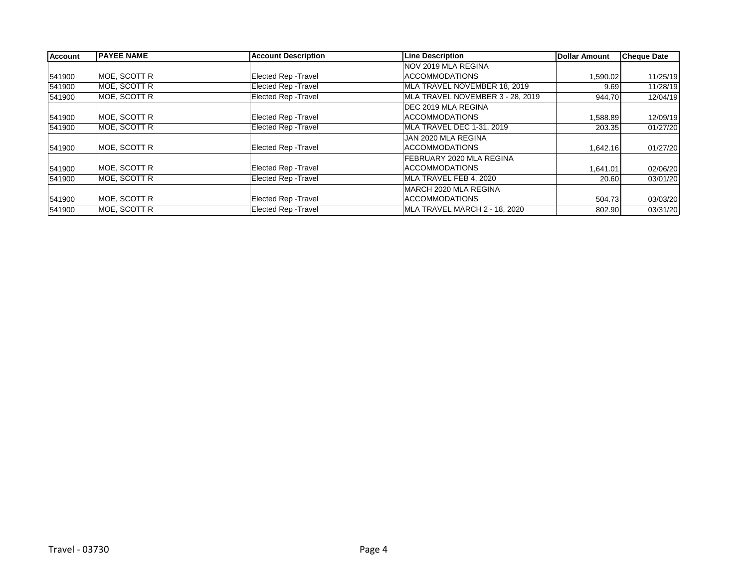| Account | PAYEE NAME | Account Description | Line Description | Dollar Amount | Cheque Date |
|---|---|---|---|---|---|
| 541900 | MOE, SCOTT R | Elected Rep -Travel | NOV 2019 MLA REGINA ACCOMMODATIONS | 1,590.02 | 11/25/19 |
| 541900 | MOE, SCOTT R | Elected Rep -Travel | MLA TRAVEL NOVEMBER 18, 2019 | 9.69 | 11/28/19 |
| 541900 | MOE, SCOTT R | Elected Rep -Travel | MLA TRAVEL NOVEMBER 3 - 28, 2019 | 944.70 | 12/04/19 |
| 541900 | MOE, SCOTT R | Elected Rep -Travel | DEC 2019 MLA REGINA ACCOMMODATIONS | 1,588.89 | 12/09/19 |
| 541900 | MOE, SCOTT R | Elected Rep -Travel | MLA TRAVEL DEC 1-31, 2019 | 203.35 | 01/27/20 |
| 541900 | MOE, SCOTT R | Elected Rep -Travel | JAN 2020 MLA REGINA ACCOMMODATIONS | 1,642.16 | 01/27/20 |
| 541900 | MOE, SCOTT R | Elected Rep -Travel | FEBRUARY 2020 MLA REGINA ACCOMMODATIONS | 1,641.01 | 02/06/20 |
| 541900 | MOE, SCOTT R | Elected Rep -Travel | MLA TRAVEL FEB 4, 2020 | 20.60 | 03/01/20 |
| 541900 | MOE, SCOTT R | Elected Rep -Travel | MARCH 2020 MLA REGINA ACCOMMODATIONS | 504.73 | 03/03/20 |
| 541900 | MOE, SCOTT R | Elected Rep -Travel | MLA TRAVEL MARCH 2 - 18, 2020 | 802.90 | 03/31/20 |

Travel - 03730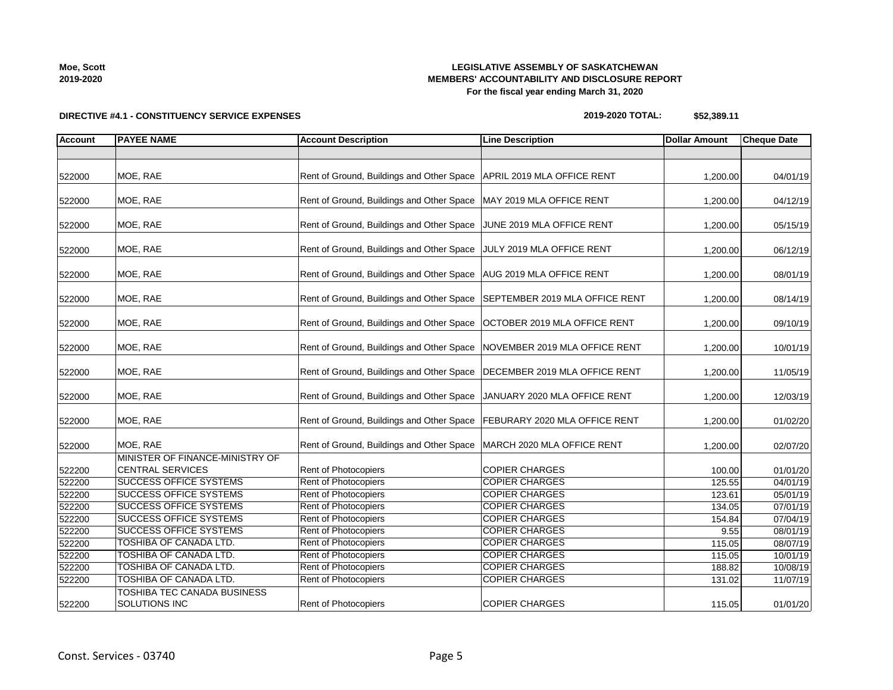**LEGISLATIVE ASSEMBLY OF SASKATCHEWAN**
**MEMBERS' ACCOUNTABILITY AND DISCLOSURE REPORT**
**For the fiscal year ending March 31, 2020**

**Moe, Scott**
**2019-2020**

**DIRECTIVE #4.1 - CONSTITUENCY SERVICE EXPENSES**

**2019-2020 TOTAL: $52,389.11**

| Account | PAYEE NAME | Account Description | Line Description | Dollar Amount | Cheque Date |
|---|---|---|---|---|---|
| | | | | | |
| 522000 | MOE, RAE | Rent of Ground, Buildings and Other Space | APRIL 2019 MLA OFFICE RENT | 1,200.00 | 04/01/19 |
| 522000 | MOE, RAE | Rent of Ground, Buildings and Other Space | MAY 2019 MLA OFFICE RENT | 1,200.00 | 04/12/19 |
| 522000 | MOE, RAE | Rent of Ground, Buildings and Other Space | JUNE 2019 MLA OFFICE RENT | 1,200.00 | 05/15/19 |
| 522000 | MOE, RAE | Rent of Ground, Buildings and Other Space | JULY 2019 MLA OFFICE RENT | 1,200.00 | 06/12/19 |
| 522000 | MOE, RAE | Rent of Ground, Buildings and Other Space | AUG 2019 MLA OFFICE RENT | 1,200.00 | 08/01/19 |
| 522000 | MOE, RAE | Rent of Ground, Buildings and Other Space | SEPTEMBER 2019 MLA OFFICE RENT | 1,200.00 | 08/14/19 |
| 522000 | MOE, RAE | Rent of Ground, Buildings and Other Space | OCTOBER 2019 MLA OFFICE RENT | 1,200.00 | 09/10/19 |
| 522000 | MOE, RAE | Rent of Ground, Buildings and Other Space | NOVEMBER 2019 MLA OFFICE RENT | 1,200.00 | 10/01/19 |
| 522000 | MOE, RAE | Rent of Ground, Buildings and Other Space | DECEMBER 2019 MLA OFFICE RENT | 1,200.00 | 11/05/19 |
| 522000 | MOE, RAE | Rent of Ground, Buildings and Other Space | JANUARY 2020 MLA OFFICE RENT | 1,200.00 | 12/03/19 |
| 522000 | MOE, RAE | Rent of Ground, Buildings and Other Space | FEBURARY 2020 MLA OFFICE RENT | 1,200.00 | 01/02/20 |
| 522000 | MOE, RAE | Rent of Ground, Buildings and Other Space | MARCH 2020 MLA OFFICE RENT | 1,200.00 | 02/07/20 |
| 522200 | MINISTER OF FINANCE-MINISTRY OF CENTRAL SERVICES | Rent of Photocopiers | COPIER CHARGES | 100.00 | 01/01/20 |
| 522200 | SUCCESS OFFICE SYSTEMS | Rent of Photocopiers | COPIER CHARGES | 125.55 | 04/01/19 |
| 522200 | SUCCESS OFFICE SYSTEMS | Rent of Photocopiers | COPIER CHARGES | 123.61 | 05/01/19 |
| 522200 | SUCCESS OFFICE SYSTEMS | Rent of Photocopiers | COPIER CHARGES | 134.05 | 07/01/19 |
| 522200 | SUCCESS OFFICE SYSTEMS | Rent of Photocopiers | COPIER CHARGES | 154.84 | 07/04/19 |
| 522200 | SUCCESS OFFICE SYSTEMS | Rent of Photocopiers | COPIER CHARGES | 9.55 | 08/01/19 |
| 522200 | TOSHIBA OF CANADA LTD. | Rent of Photocopiers | COPIER CHARGES | 115.05 | 08/07/19 |
| 522200 | TOSHIBA OF CANADA LTD. | Rent of Photocopiers | COPIER CHARGES | 115.05 | 10/01/19 |
| 522200 | TOSHIBA OF CANADA LTD. | Rent of Photocopiers | COPIER CHARGES | 188.82 | 10/08/19 |
| 522200 | TOSHIBA OF CANADA LTD. | Rent of Photocopiers | COPIER CHARGES | 131.02 | 11/07/19 |
| 522200 | TOSHIBA TEC CANADA BUSINESS SOLUTIONS INC | Rent of Photocopiers | COPIER CHARGES | 115.05 | 01/01/20 |

Const. Services - 03740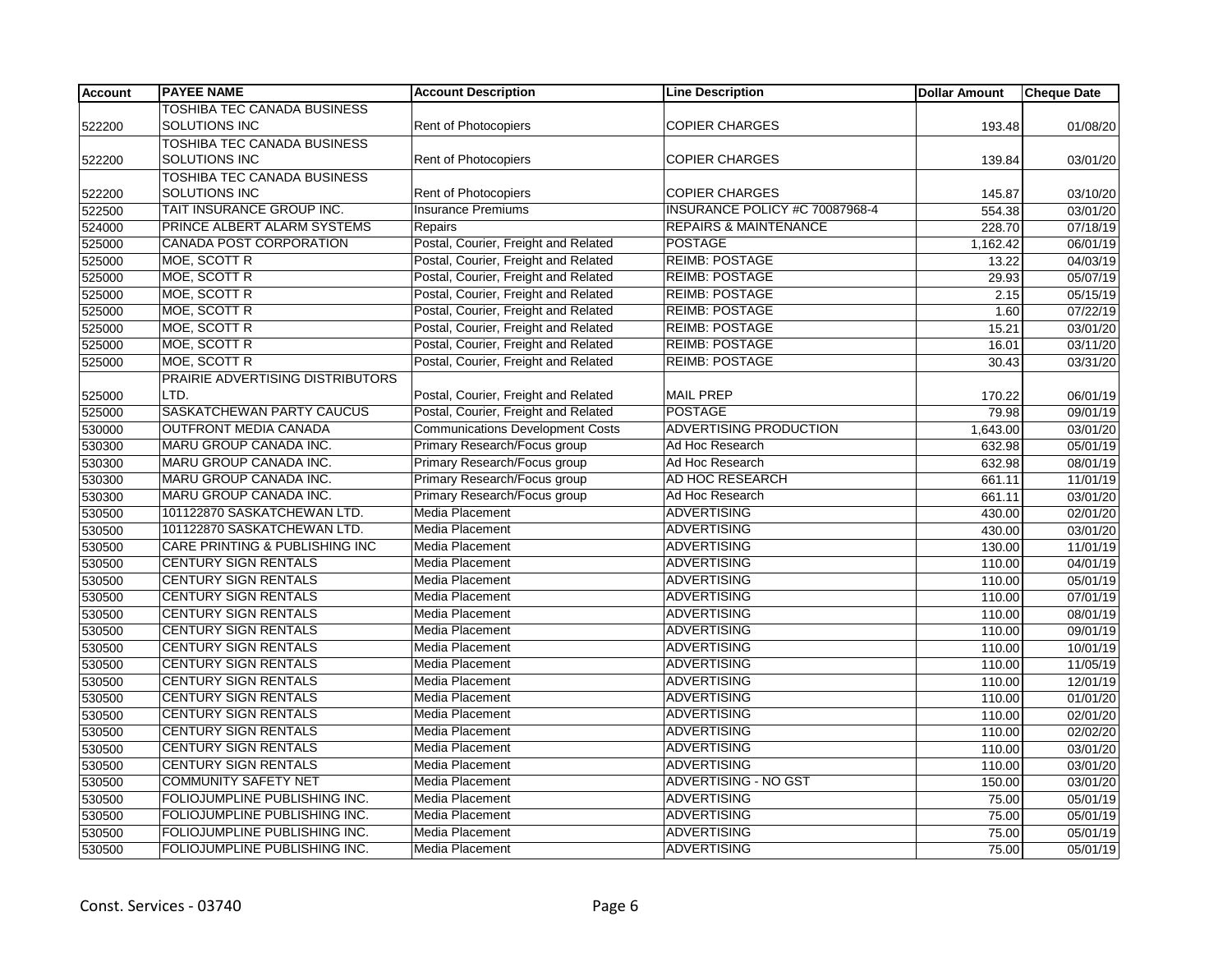| Account | PAYEE NAME | Account Description | Line Description | Dollar Amount | Cheque Date |
|---|---|---|---|---|---|
| 522200 | TOSHIBA TEC CANADA BUSINESS SOLUTIONS INC | Rent of Photocopiers | COPIER CHARGES | 193.48 | 01/08/20 |
| 522200 | TOSHIBA TEC CANADA BUSINESS SOLUTIONS INC | Rent of Photocopiers | COPIER CHARGES | 139.84 | 03/01/20 |
| 522200 | TOSHIBA TEC CANADA BUSINESS SOLUTIONS INC | Rent of Photocopiers | COPIER CHARGES | 145.87 | 03/10/20 |
| 522500 | TAIT INSURANCE GROUP INC. | Insurance Premiums | INSURANCE POLICY #C 70087968-4 | 554.38 | 03/01/20 |
| 524000 | PRINCE ALBERT ALARM SYSTEMS | Repairs | REPAIRS & MAINTENANCE | 228.70 | 07/18/19 |
| 525000 | CANADA POST CORPORATION | Postal, Courier, Freight and Related | POSTAGE | 1,162.42 | 06/01/19 |
| 525000 | MOE, SCOTT R | Postal, Courier, Freight and Related | REIMB: POSTAGE | 13.22 | 04/03/19 |
| 525000 | MOE, SCOTT R | Postal, Courier, Freight and Related | REIMB: POSTAGE | 29.93 | 05/07/19 |
| 525000 | MOE, SCOTT R | Postal, Courier, Freight and Related | REIMB: POSTAGE | 2.15 | 05/15/19 |
| 525000 | MOE, SCOTT R | Postal, Courier, Freight and Related | REIMB: POSTAGE | 1.60 | 07/22/19 |
| 525000 | MOE, SCOTT R | Postal, Courier, Freight and Related | REIMB: POSTAGE | 15.21 | 03/01/20 |
| 525000 | MOE, SCOTT R | Postal, Courier, Freight and Related | REIMB: POSTAGE | 16.01 | 03/11/20 |
| 525000 | MOE, SCOTT R | Postal, Courier, Freight and Related | REIMB: POSTAGE | 30.43 | 03/31/20 |
| 525000 | PRAIRIE ADVERTISING DISTRIBUTORS LTD. | Postal, Courier, Freight and Related | MAIL PREP | 170.22 | 06/01/19 |
| 525000 | SASKATCHEWAN PARTY CAUCUS | Postal, Courier, Freight and Related | POSTAGE | 79.98 | 09/01/19 |
| 530000 | OUTFRONT MEDIA CANADA | Communications Development Costs | ADVERTISING PRODUCTION | 1,643.00 | 03/01/20 |
| 530300 | MARU GROUP CANADA INC. | Primary Research/Focus group | Ad Hoc Research | 632.98 | 05/01/19 |
| 530300 | MARU GROUP CANADA INC. | Primary Research/Focus group | Ad Hoc Research | 632.98 | 08/01/19 |
| 530300 | MARU GROUP CANADA INC. | Primary Research/Focus group | AD HOC RESEARCH | 661.11 | 11/01/19 |
| 530300 | MARU GROUP CANADA INC. | Primary Research/Focus group | Ad Hoc Research | 661.11 | 03/01/20 |
| 530500 | 101122870 SASKATCHEWAN LTD. | Media Placement | ADVERTISING | 430.00 | 02/01/20 |
| 530500 | 101122870 SASKATCHEWAN LTD. | Media Placement | ADVERTISING | 430.00 | 03/01/20 |
| 530500 | CARE PRINTING & PUBLISHING INC | Media Placement | ADVERTISING | 130.00 | 11/01/19 |
| 530500 | CENTURY SIGN RENTALS | Media Placement | ADVERTISING | 110.00 | 04/01/19 |
| 530500 | CENTURY SIGN RENTALS | Media Placement | ADVERTISING | 110.00 | 05/01/19 |
| 530500 | CENTURY SIGN RENTALS | Media Placement | ADVERTISING | 110.00 | 07/01/19 |
| 530500 | CENTURY SIGN RENTALS | Media Placement | ADVERTISING | 110.00 | 08/01/19 |
| 530500 | CENTURY SIGN RENTALS | Media Placement | ADVERTISING | 110.00 | 09/01/19 |
| 530500 | CENTURY SIGN RENTALS | Media Placement | ADVERTISING | 110.00 | 10/01/19 |
| 530500 | CENTURY SIGN RENTALS | Media Placement | ADVERTISING | 110.00 | 11/05/19 |
| 530500 | CENTURY SIGN RENTALS | Media Placement | ADVERTISING | 110.00 | 12/01/19 |
| 530500 | CENTURY SIGN RENTALS | Media Placement | ADVERTISING | 110.00 | 01/01/20 |
| 530500 | CENTURY SIGN RENTALS | Media Placement | ADVERTISING | 110.00 | 02/01/20 |
| 530500 | CENTURY SIGN RENTALS | Media Placement | ADVERTISING | 110.00 | 02/02/20 |
| 530500 | CENTURY SIGN RENTALS | Media Placement | ADVERTISING | 110.00 | 03/01/20 |
| 530500 | CENTURY SIGN RENTALS | Media Placement | ADVERTISING | 110.00 | 03/01/20 |
| 530500 | COMMUNITY SAFETY NET | Media Placement | ADVERTISING - NO GST | 150.00 | 03/01/20 |
| 530500 | FOLIOJUMPLINE PUBLISHING INC. | Media Placement | ADVERTISING | 75.00 | 05/01/19 |
| 530500 | FOLIOJUMPLINE PUBLISHING INC. | Media Placement | ADVERTISING | 75.00 | 05/01/19 |
| 530500 | FOLIOJUMPLINE PUBLISHING INC. | Media Placement | ADVERTISING | 75.00 | 05/01/19 |
| 530500 | FOLIOJUMPLINE PUBLISHING INC. | Media Placement | ADVERTISING | 75.00 | 05/01/19 |

Const. Services - 03740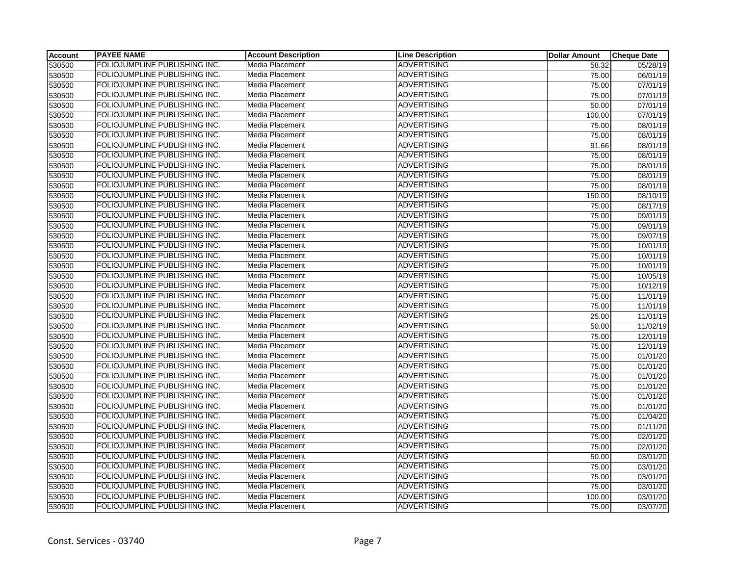| Account | PAYEE NAME | Account Description | Line Description | Dollar Amount | Cheque Date |
|---|---|---|---|---|---|
| 530500 | FOLIOJUMPLINE PUBLISHING INC. | Media Placement | ADVERTISING | 58.32 | 05/28/19 |
| 530500 | FOLIOJUMPLINE PUBLISHING INC. | Media Placement | ADVERTISING | 75.00 | 06/01/19 |
| 530500 | FOLIOJUMPLINE PUBLISHING INC. | Media Placement | ADVERTISING | 75.00 | 07/01/19 |
| 530500 | FOLIOJUMPLINE PUBLISHING INC. | Media Placement | ADVERTISING | 75.00 | 07/01/19 |
| 530500 | FOLIOJUMPLINE PUBLISHING INC. | Media Placement | ADVERTISING | 50.00 | 07/01/19 |
| 530500 | FOLIOJUMPLINE PUBLISHING INC. | Media Placement | ADVERTISING | 100.00 | 07/01/19 |
| 530500 | FOLIOJUMPLINE PUBLISHING INC. | Media Placement | ADVERTISING | 75.00 | 08/01/19 |
| 530500 | FOLIOJUMPLINE PUBLISHING INC. | Media Placement | ADVERTISING | 75.00 | 08/01/19 |
| 530500 | FOLIOJUMPLINE PUBLISHING INC. | Media Placement | ADVERTISING | 91.66 | 08/01/19 |
| 530500 | FOLIOJUMPLINE PUBLISHING INC. | Media Placement | ADVERTISING | 75.00 | 08/01/19 |
| 530500 | FOLIOJUMPLINE PUBLISHING INC. | Media Placement | ADVERTISING | 75.00 | 08/01/19 |
| 530500 | FOLIOJUMPLINE PUBLISHING INC. | Media Placement | ADVERTISING | 75.00 | 08/01/19 |
| 530500 | FOLIOJUMPLINE PUBLISHING INC. | Media Placement | ADVERTISING | 75.00 | 08/01/19 |
| 530500 | FOLIOJUMPLINE PUBLISHING INC. | Media Placement | ADVERTISING | 150.00 | 08/10/19 |
| 530500 | FOLIOJUMPLINE PUBLISHING INC. | Media Placement | ADVERTISING | 75.00 | 08/17/19 |
| 530500 | FOLIOJUMPLINE PUBLISHING INC. | Media Placement | ADVERTISING | 75.00 | 09/01/19 |
| 530500 | FOLIOJUMPLINE PUBLISHING INC. | Media Placement | ADVERTISING | 75.00 | 09/01/19 |
| 530500 | FOLIOJUMPLINE PUBLISHING INC. | Media Placement | ADVERTISING | 75.00 | 09/07/19 |
| 530500 | FOLIOJUMPLINE PUBLISHING INC. | Media Placement | ADVERTISING | 75.00 | 10/01/19 |
| 530500 | FOLIOJUMPLINE PUBLISHING INC. | Media Placement | ADVERTISING | 75.00 | 10/01/19 |
| 530500 | FOLIOJUMPLINE PUBLISHING INC. | Media Placement | ADVERTISING | 75.00 | 10/01/19 |
| 530500 | FOLIOJUMPLINE PUBLISHING INC. | Media Placement | ADVERTISING | 75.00 | 10/05/19 |
| 530500 | FOLIOJUMPLINE PUBLISHING INC. | Media Placement | ADVERTISING | 75.00 | 10/12/19 |
| 530500 | FOLIOJUMPLINE PUBLISHING INC. | Media Placement | ADVERTISING | 75.00 | 11/01/19 |
| 530500 | FOLIOJUMPLINE PUBLISHING INC. | Media Placement | ADVERTISING | 75.00 | 11/01/19 |
| 530500 | FOLIOJUMPLINE PUBLISHING INC. | Media Placement | ADVERTISING | 25.00 | 11/01/19 |
| 530500 | FOLIOJUMPLINE PUBLISHING INC. | Media Placement | ADVERTISING | 50.00 | 11/02/19 |
| 530500 | FOLIOJUMPLINE PUBLISHING INC. | Media Placement | ADVERTISING | 75.00 | 12/01/19 |
| 530500 | FOLIOJUMPLINE PUBLISHING INC. | Media Placement | ADVERTISING | 75.00 | 12/01/19 |
| 530500 | FOLIOJUMPLINE PUBLISHING INC. | Media Placement | ADVERTISING | 75.00 | 01/01/20 |
| 530500 | FOLIOJUMPLINE PUBLISHING INC. | Media Placement | ADVERTISING | 75.00 | 01/01/20 |
| 530500 | FOLIOJUMPLINE PUBLISHING INC. | Media Placement | ADVERTISING | 75.00 | 01/01/20 |
| 530500 | FOLIOJUMPLINE PUBLISHING INC. | Media Placement | ADVERTISING | 75.00 | 01/01/20 |
| 530500 | FOLIOJUMPLINE PUBLISHING INC. | Media Placement | ADVERTISING | 75.00 | 01/01/20 |
| 530500 | FOLIOJUMPLINE PUBLISHING INC. | Media Placement | ADVERTISING | 75.00 | 01/01/20 |
| 530500 | FOLIOJUMPLINE PUBLISHING INC. | Media Placement | ADVERTISING | 75.00 | 01/04/20 |
| 530500 | FOLIOJUMPLINE PUBLISHING INC. | Media Placement | ADVERTISING | 75.00 | 01/11/20 |
| 530500 | FOLIOJUMPLINE PUBLISHING INC. | Media Placement | ADVERTISING | 75.00 | 02/01/20 |
| 530500 | FOLIOJUMPLINE PUBLISHING INC. | Media Placement | ADVERTISING | 75.00 | 02/01/20 |
| 530500 | FOLIOJUMPLINE PUBLISHING INC. | Media Placement | ADVERTISING | 50.00 | 03/01/20 |
| 530500 | FOLIOJUMPLINE PUBLISHING INC. | Media Placement | ADVERTISING | 75.00 | 03/01/20 |
| 530500 | FOLIOJUMPLINE PUBLISHING INC. | Media Placement | ADVERTISING | 75.00 | 03/01/20 |
| 530500 | FOLIOJUMPLINE PUBLISHING INC. | Media Placement | ADVERTISING | 75.00 | 03/01/20 |
| 530500 | FOLIOJUMPLINE PUBLISHING INC. | Media Placement | ADVERTISING | 100.00 | 03/01/20 |
| 530500 | FOLIOJUMPLINE PUBLISHING INC. | Media Placement | ADVERTISING | 75.00 | 03/07/20 |

Const. Services - 03740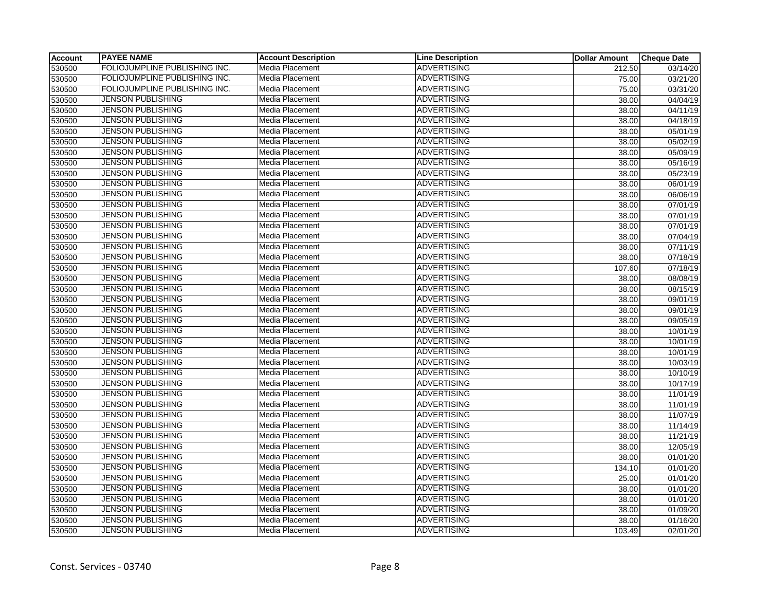| Account | PAYEE NAME | Account Description | Line Description | Dollar Amount | Cheque Date |
|---|---|---|---|---|---|
| 530500 | FOLIOJUMPLINE PUBLISHING INC. | Media Placement | ADVERTISING | 212.50 | 03/14/20 |
| 530500 | FOLIOJUMPLINE PUBLISHING INC. | Media Placement | ADVERTISING | 75.00 | 03/21/20 |
| 530500 | FOLIOJUMPLINE PUBLISHING INC. | Media Placement | ADVERTISING | 75.00 | 03/31/20 |
| 530500 | JENSON PUBLISHING | Media Placement | ADVERTISING | 38.00 | 04/04/19 |
| 530500 | JENSON PUBLISHING | Media Placement | ADVERTISING | 38.00 | 04/11/19 |
| 530500 | JENSON PUBLISHING | Media Placement | ADVERTISING | 38.00 | 04/18/19 |
| 530500 | JENSON PUBLISHING | Media Placement | ADVERTISING | 38.00 | 05/01/19 |
| 530500 | JENSON PUBLISHING | Media Placement | ADVERTISING | 38.00 | 05/02/19 |
| 530500 | JENSON PUBLISHING | Media Placement | ADVERTISING | 38.00 | 05/09/19 |
| 530500 | JENSON PUBLISHING | Media Placement | ADVERTISING | 38.00 | 05/16/19 |
| 530500 | JENSON PUBLISHING | Media Placement | ADVERTISING | 38.00 | 05/23/19 |
| 530500 | JENSON PUBLISHING | Media Placement | ADVERTISING | 38.00 | 06/01/19 |
| 530500 | JENSON PUBLISHING | Media Placement | ADVERTISING | 38.00 | 06/06/19 |
| 530500 | JENSON PUBLISHING | Media Placement | ADVERTISING | 38.00 | 07/01/19 |
| 530500 | JENSON PUBLISHING | Media Placement | ADVERTISING | 38.00 | 07/01/19 |
| 530500 | JENSON PUBLISHING | Media Placement | ADVERTISING | 38.00 | 07/01/19 |
| 530500 | JENSON PUBLISHING | Media Placement | ADVERTISING | 38.00 | 07/04/19 |
| 530500 | JENSON PUBLISHING | Media Placement | ADVERTISING | 38.00 | 07/11/19 |
| 530500 | JENSON PUBLISHING | Media Placement | ADVERTISING | 38.00 | 07/18/19 |
| 530500 | JENSON PUBLISHING | Media Placement | ADVERTISING | 107.60 | 07/18/19 |
| 530500 | JENSON PUBLISHING | Media Placement | ADVERTISING | 38.00 | 08/08/19 |
| 530500 | JENSON PUBLISHING | Media Placement | ADVERTISING | 38.00 | 08/15/19 |
| 530500 | JENSON PUBLISHING | Media Placement | ADVERTISING | 38.00 | 09/01/19 |
| 530500 | JENSON PUBLISHING | Media Placement | ADVERTISING | 38.00 | 09/01/19 |
| 530500 | JENSON PUBLISHING | Media Placement | ADVERTISING | 38.00 | 09/05/19 |
| 530500 | JENSON PUBLISHING | Media Placement | ADVERTISING | 38.00 | 10/01/19 |
| 530500 | JENSON PUBLISHING | Media Placement | ADVERTISING | 38.00 | 10/01/19 |
| 530500 | JENSON PUBLISHING | Media Placement | ADVERTISING | 38.00 | 10/01/19 |
| 530500 | JENSON PUBLISHING | Media Placement | ADVERTISING | 38.00 | 10/03/19 |
| 530500 | JENSON PUBLISHING | Media Placement | ADVERTISING | 38.00 | 10/10/19 |
| 530500 | JENSON PUBLISHING | Media Placement | ADVERTISING | 38.00 | 10/17/19 |
| 530500 | JENSON PUBLISHING | Media Placement | ADVERTISING | 38.00 | 11/01/19 |
| 530500 | JENSON PUBLISHING | Media Placement | ADVERTISING | 38.00 | 11/01/19 |
| 530500 | JENSON PUBLISHING | Media Placement | ADVERTISING | 38.00 | 11/07/19 |
| 530500 | JENSON PUBLISHING | Media Placement | ADVERTISING | 38.00 | 11/14/19 |
| 530500 | JENSON PUBLISHING | Media Placement | ADVERTISING | 38.00 | 11/21/19 |
| 530500 | JENSON PUBLISHING | Media Placement | ADVERTISING | 38.00 | 12/05/19 |
| 530500 | JENSON PUBLISHING | Media Placement | ADVERTISING | 38.00 | 01/01/20 |
| 530500 | JENSON PUBLISHING | Media Placement | ADVERTISING | 134.10 | 01/01/20 |
| 530500 | JENSON PUBLISHING | Media Placement | ADVERTISING | 25.00 | 01/01/20 |
| 530500 | JENSON PUBLISHING | Media Placement | ADVERTISING | 38.00 | 01/01/20 |
| 530500 | JENSON PUBLISHING | Media Placement | ADVERTISING | 38.00 | 01/01/20 |
| 530500 | JENSON PUBLISHING | Media Placement | ADVERTISING | 38.00 | 01/09/20 |
| 530500 | JENSON PUBLISHING | Media Placement | ADVERTISING | 38.00 | 01/16/20 |
| 530500 | JENSON PUBLISHING | Media Placement | ADVERTISING | 103.49 | 02/01/20 |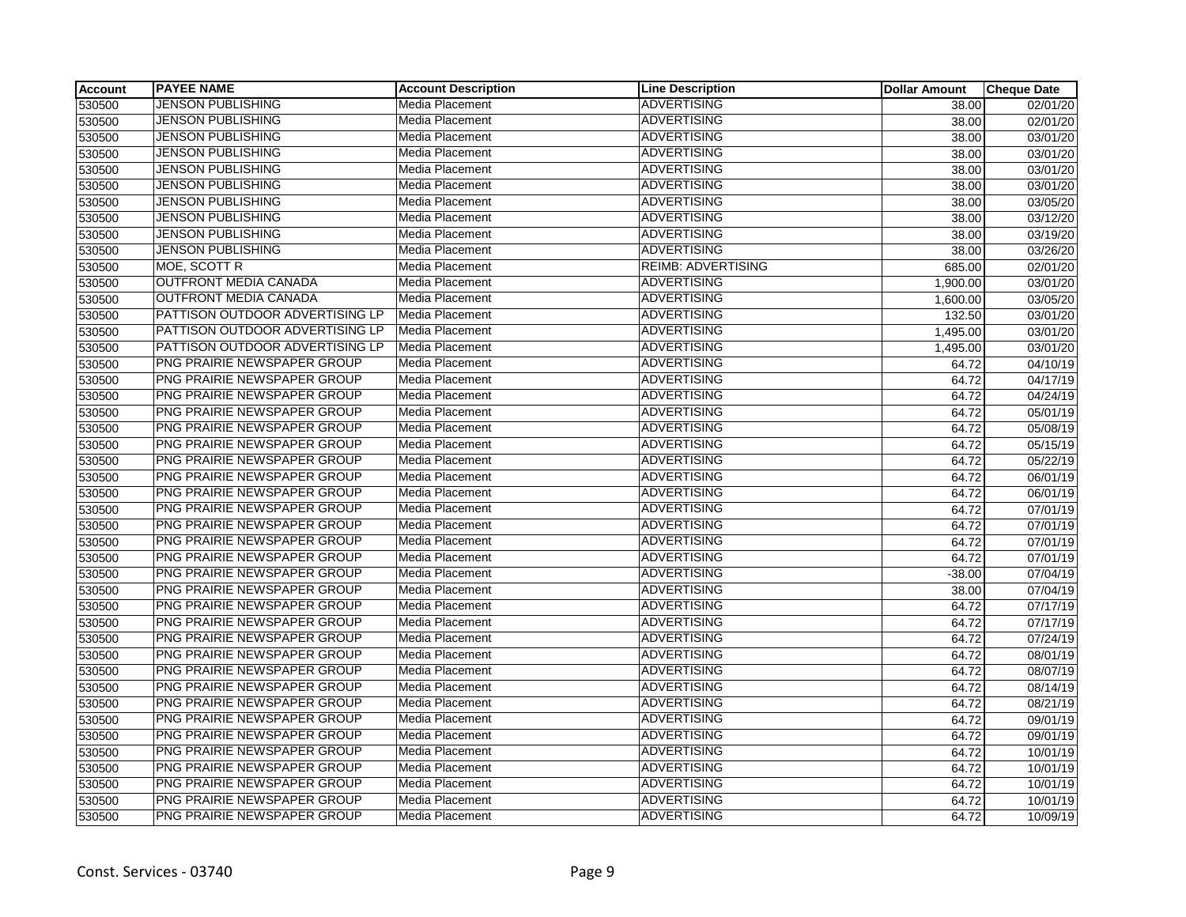| Account | PAYEE NAME | Account Description | Line Description | Dollar Amount | Cheque Date |
|---|---|---|---|---|---|
| 530500 | JENSON PUBLISHING | Media Placement | ADVERTISING | 38.00 | 02/01/20 |
| 530500 | JENSON PUBLISHING | Media Placement | ADVERTISING | 38.00 | 02/01/20 |
| 530500 | JENSON PUBLISHING | Media Placement | ADVERTISING | 38.00 | 03/01/20 |
| 530500 | JENSON PUBLISHING | Media Placement | ADVERTISING | 38.00 | 03/01/20 |
| 530500 | JENSON PUBLISHING | Media Placement | ADVERTISING | 38.00 | 03/01/20 |
| 530500 | JENSON PUBLISHING | Media Placement | ADVERTISING | 38.00 | 03/01/20 |
| 530500 | JENSON PUBLISHING | Media Placement | ADVERTISING | 38.00 | 03/05/20 |
| 530500 | JENSON PUBLISHING | Media Placement | ADVERTISING | 38.00 | 03/12/20 |
| 530500 | JENSON PUBLISHING | Media Placement | ADVERTISING | 38.00 | 03/19/20 |
| 530500 | JENSON PUBLISHING | Media Placement | ADVERTISING | 38.00 | 03/26/20 |
| 530500 | MOE, SCOTT R | Media Placement | REIMB: ADVERTISING | 685.00 | 02/01/20 |
| 530500 | OUTFRONT MEDIA CANADA | Media Placement | ADVERTISING | 1,900.00 | 03/01/20 |
| 530500 | OUTFRONT MEDIA CANADA | Media Placement | ADVERTISING | 1,600.00 | 03/05/20 |
| 530500 | PATTISON OUTDOOR ADVERTISING LP | Media Placement | ADVERTISING | 132.50 | 03/01/20 |
| 530500 | PATTISON OUTDOOR ADVERTISING LP | Media Placement | ADVERTISING | 1,495.00 | 03/01/20 |
| 530500 | PATTISON OUTDOOR ADVERTISING LP | Media Placement | ADVERTISING | 1,495.00 | 03/01/20 |
| 530500 | PNG PRAIRIE NEWSPAPER GROUP | Media Placement | ADVERTISING | 64.72 | 04/10/19 |
| 530500 | PNG PRAIRIE NEWSPAPER GROUP | Media Placement | ADVERTISING | 64.72 | 04/17/19 |
| 530500 | PNG PRAIRIE NEWSPAPER GROUP | Media Placement | ADVERTISING | 64.72 | 04/24/19 |
| 530500 | PNG PRAIRIE NEWSPAPER GROUP | Media Placement | ADVERTISING | 64.72 | 05/01/19 |
| 530500 | PNG PRAIRIE NEWSPAPER GROUP | Media Placement | ADVERTISING | 64.72 | 05/08/19 |
| 530500 | PNG PRAIRIE NEWSPAPER GROUP | Media Placement | ADVERTISING | 64.72 | 05/15/19 |
| 530500 | PNG PRAIRIE NEWSPAPER GROUP | Media Placement | ADVERTISING | 64.72 | 05/22/19 |
| 530500 | PNG PRAIRIE NEWSPAPER GROUP | Media Placement | ADVERTISING | 64.72 | 06/01/19 |
| 530500 | PNG PRAIRIE NEWSPAPER GROUP | Media Placement | ADVERTISING | 64.72 | 06/01/19 |
| 530500 | PNG PRAIRIE NEWSPAPER GROUP | Media Placement | ADVERTISING | 64.72 | 07/01/19 |
| 530500 | PNG PRAIRIE NEWSPAPER GROUP | Media Placement | ADVERTISING | 64.72 | 07/01/19 |
| 530500 | PNG PRAIRIE NEWSPAPER GROUP | Media Placement | ADVERTISING | 64.72 | 07/01/19 |
| 530500 | PNG PRAIRIE NEWSPAPER GROUP | Media Placement | ADVERTISING | 64.72 | 07/01/19 |
| 530500 | PNG PRAIRIE NEWSPAPER GROUP | Media Placement | ADVERTISING | -38.00 | 07/04/19 |
| 530500 | PNG PRAIRIE NEWSPAPER GROUP | Media Placement | ADVERTISING | 38.00 | 07/04/19 |
| 530500 | PNG PRAIRIE NEWSPAPER GROUP | Media Placement | ADVERTISING | 64.72 | 07/17/19 |
| 530500 | PNG PRAIRIE NEWSPAPER GROUP | Media Placement | ADVERTISING | 64.72 | 07/17/19 |
| 530500 | PNG PRAIRIE NEWSPAPER GROUP | Media Placement | ADVERTISING | 64.72 | 07/24/19 |
| 530500 | PNG PRAIRIE NEWSPAPER GROUP | Media Placement | ADVERTISING | 64.72 | 08/01/19 |
| 530500 | PNG PRAIRIE NEWSPAPER GROUP | Media Placement | ADVERTISING | 64.72 | 08/07/19 |
| 530500 | PNG PRAIRIE NEWSPAPER GROUP | Media Placement | ADVERTISING | 64.72 | 08/14/19 |
| 530500 | PNG PRAIRIE NEWSPAPER GROUP | Media Placement | ADVERTISING | 64.72 | 08/21/19 |
| 530500 | PNG PRAIRIE NEWSPAPER GROUP | Media Placement | ADVERTISING | 64.72 | 09/01/19 |
| 530500 | PNG PRAIRIE NEWSPAPER GROUP | Media Placement | ADVERTISING | 64.72 | 09/01/19 |
| 530500 | PNG PRAIRIE NEWSPAPER GROUP | Media Placement | ADVERTISING | 64.72 | 10/01/19 |
| 530500 | PNG PRAIRIE NEWSPAPER GROUP | Media Placement | ADVERTISING | 64.72 | 10/01/19 |
| 530500 | PNG PRAIRIE NEWSPAPER GROUP | Media Placement | ADVERTISING | 64.72 | 10/01/19 |
| 530500 | PNG PRAIRIE NEWSPAPER GROUP | Media Placement | ADVERTISING | 64.72 | 10/01/19 |
| 530500 | PNG PRAIRIE NEWSPAPER GROUP | Media Placement | ADVERTISING | 64.72 | 10/09/19 |

Const. Services - 03740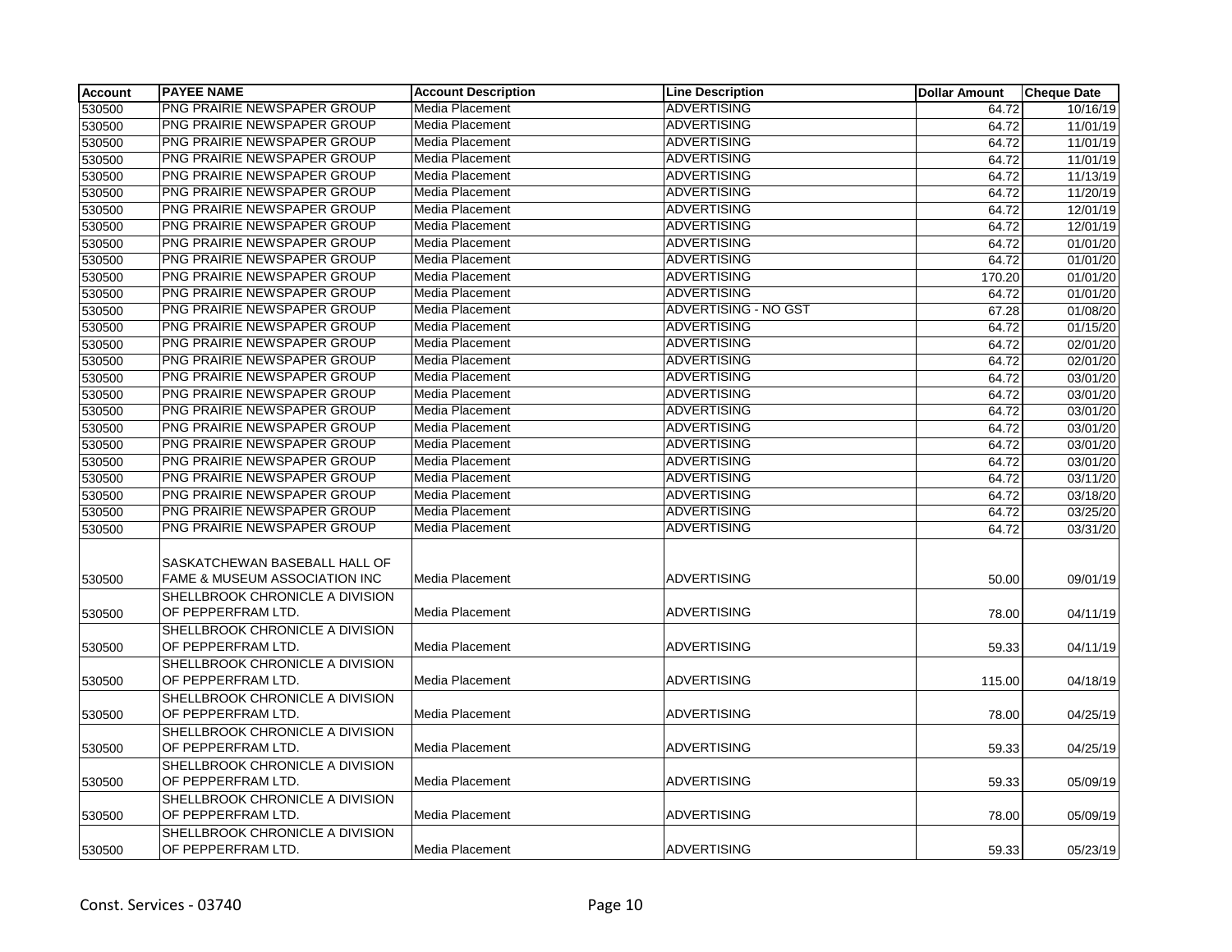| Account | PAYEE NAME | Account Description | Line Description | Dollar Amount | Cheque Date |
|---|---|---|---|---|---|
| 530500 | PNG PRAIRIE NEWSPAPER GROUP | Media Placement | ADVERTISING | 64.72 | 10/16/19 |
| 530500 | PNG PRAIRIE NEWSPAPER GROUP | Media Placement | ADVERTISING | 64.72 | 11/01/19 |
| 530500 | PNG PRAIRIE NEWSPAPER GROUP | Media Placement | ADVERTISING | 64.72 | 11/01/19 |
| 530500 | PNG PRAIRIE NEWSPAPER GROUP | Media Placement | ADVERTISING | 64.72 | 11/01/19 |
| 530500 | PNG PRAIRIE NEWSPAPER GROUP | Media Placement | ADVERTISING | 64.72 | 11/13/19 |
| 530500 | PNG PRAIRIE NEWSPAPER GROUP | Media Placement | ADVERTISING | 64.72 | 11/20/19 |
| 530500 | PNG PRAIRIE NEWSPAPER GROUP | Media Placement | ADVERTISING | 64.72 | 12/01/19 |
| 530500 | PNG PRAIRIE NEWSPAPER GROUP | Media Placement | ADVERTISING | 64.72 | 12/01/19 |
| 530500 | PNG PRAIRIE NEWSPAPER GROUP | Media Placement | ADVERTISING | 64.72 | 01/01/20 |
| 530500 | PNG PRAIRIE NEWSPAPER GROUP | Media Placement | ADVERTISING | 64.72 | 01/01/20 |
| 530500 | PNG PRAIRIE NEWSPAPER GROUP | Media Placement | ADVERTISING | 170.20 | 01/01/20 |
| 530500 | PNG PRAIRIE NEWSPAPER GROUP | Media Placement | ADVERTISING | 64.72 | 01/01/20 |
| 530500 | PNG PRAIRIE NEWSPAPER GROUP | Media Placement | ADVERTISING - NO GST | 67.28 | 01/08/20 |
| 530500 | PNG PRAIRIE NEWSPAPER GROUP | Media Placement | ADVERTISING | 64.72 | 01/15/20 |
| 530500 | PNG PRAIRIE NEWSPAPER GROUP | Media Placement | ADVERTISING | 64.72 | 02/01/20 |
| 530500 | PNG PRAIRIE NEWSPAPER GROUP | Media Placement | ADVERTISING | 64.72 | 02/01/20 |
| 530500 | PNG PRAIRIE NEWSPAPER GROUP | Media Placement | ADVERTISING | 64.72 | 03/01/20 |
| 530500 | PNG PRAIRIE NEWSPAPER GROUP | Media Placement | ADVERTISING | 64.72 | 03/01/20 |
| 530500 | PNG PRAIRIE NEWSPAPER GROUP | Media Placement | ADVERTISING | 64.72 | 03/01/20 |
| 530500 | PNG PRAIRIE NEWSPAPER GROUP | Media Placement | ADVERTISING | 64.72 | 03/01/20 |
| 530500 | PNG PRAIRIE NEWSPAPER GROUP | Media Placement | ADVERTISING | 64.72 | 03/01/20 |
| 530500 | PNG PRAIRIE NEWSPAPER GROUP | Media Placement | ADVERTISING | 64.72 | 03/01/20 |
| 530500 | PNG PRAIRIE NEWSPAPER GROUP | Media Placement | ADVERTISING | 64.72 | 03/11/20 |
| 530500 | PNG PRAIRIE NEWSPAPER GROUP | Media Placement | ADVERTISING | 64.72 | 03/18/20 |
| 530500 | PNG PRAIRIE NEWSPAPER GROUP | Media Placement | ADVERTISING | 64.72 | 03/25/20 |
| 530500 | PNG PRAIRIE NEWSPAPER GROUP | Media Placement | ADVERTISING | 64.72 | 03/31/20 |
| 530500 | SASKATCHEWAN BASEBALL HALL OF FAME & MUSEUM ASSOCIATION INC | Media Placement | ADVERTISING | 50.00 | 09/01/19 |
| 530500 | SHELLBROOK CHRONICLE A DIVISION OF PEPPERFRAM LTD. | Media Placement | ADVERTISING | 78.00 | 04/11/19 |
| 530500 | SHELLBROOK CHRONICLE A DIVISION OF PEPPERFRAM LTD. | Media Placement | ADVERTISING | 59.33 | 04/11/19 |
| 530500 | SHELLBROOK CHRONICLE A DIVISION OF PEPPERFRAM LTD. | Media Placement | ADVERTISING | 115.00 | 04/18/19 |
| 530500 | SHELLBROOK CHRONICLE A DIVISION OF PEPPERFRAM LTD. | Media Placement | ADVERTISING | 78.00 | 04/25/19 |
| 530500 | SHELLBROOK CHRONICLE A DIVISION OF PEPPERFRAM LTD. | Media Placement | ADVERTISING | 59.33 | 04/25/19 |
| 530500 | SHELLBROOK CHRONICLE A DIVISION OF PEPPERFRAM LTD. | Media Placement | ADVERTISING | 59.33 | 05/09/19 |
| 530500 | SHELLBROOK CHRONICLE A DIVISION OF PEPPERFRAM LTD. | Media Placement | ADVERTISING | 78.00 | 05/09/19 |
| 530500 | SHELLBROOK CHRONICLE A DIVISION OF PEPPERFRAM LTD. | Media Placement | ADVERTISING | 59.33 | 05/23/19 |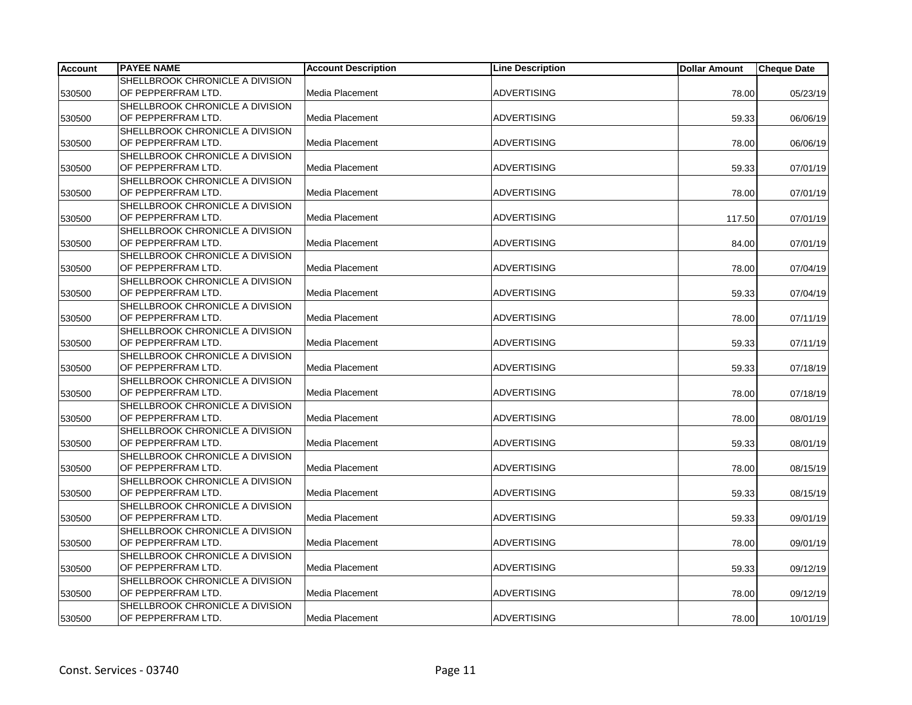| Account | PAYEE NAME | Account Description | Line Description | Dollar Amount | Cheque Date |
|---|---|---|---|---|---|
| 530500 | SHELLBROOK CHRONICLE A DIVISION OF PEPPERFRAM LTD. | Media Placement | ADVERTISING | 78.00 | 05/23/19 |
| 530500 | SHELLBROOK CHRONICLE A DIVISION OF PEPPERFRAM LTD. | Media Placement | ADVERTISING | 59.33 | 06/06/19 |
| 530500 | SHELLBROOK CHRONICLE A DIVISION OF PEPPERFRAM LTD. | Media Placement | ADVERTISING | 78.00 | 06/06/19 |
| 530500 | SHELLBROOK CHRONICLE A DIVISION OF PEPPERFRAM LTD. | Media Placement | ADVERTISING | 59.33 | 07/01/19 |
| 530500 | SHELLBROOK CHRONICLE A DIVISION OF PEPPERFRAM LTD. | Media Placement | ADVERTISING | 78.00 | 07/01/19 |
| 530500 | SHELLBROOK CHRONICLE A DIVISION OF PEPPERFRAM LTD. | Media Placement | ADVERTISING | 117.50 | 07/01/19 |
| 530500 | SHELLBROOK CHRONICLE A DIVISION OF PEPPERFRAM LTD. | Media Placement | ADVERTISING | 84.00 | 07/01/19 |
| 530500 | SHELLBROOK CHRONICLE A DIVISION OF PEPPERFRAM LTD. | Media Placement | ADVERTISING | 78.00 | 07/04/19 |
| 530500 | SHELLBROOK CHRONICLE A DIVISION OF PEPPERFRAM LTD. | Media Placement | ADVERTISING | 59.33 | 07/04/19 |
| 530500 | SHELLBROOK CHRONICLE A DIVISION OF PEPPERFRAM LTD. | Media Placement | ADVERTISING | 78.00 | 07/11/19 |
| 530500 | SHELLBROOK CHRONICLE A DIVISION OF PEPPERFRAM LTD. | Media Placement | ADVERTISING | 59.33 | 07/11/19 |
| 530500 | SHELLBROOK CHRONICLE A DIVISION OF PEPPERFRAM LTD. | Media Placement | ADVERTISING | 59.33 | 07/18/19 |
| 530500 | SHELLBROOK CHRONICLE A DIVISION OF PEPPERFRAM LTD. | Media Placement | ADVERTISING | 78.00 | 07/18/19 |
| 530500 | SHELLBROOK CHRONICLE A DIVISION OF PEPPERFRAM LTD. | Media Placement | ADVERTISING | 78.00 | 08/01/19 |
| 530500 | SHELLBROOK CHRONICLE A DIVISION OF PEPPERFRAM LTD. | Media Placement | ADVERTISING | 59.33 | 08/01/19 |
| 530500 | SHELLBROOK CHRONICLE A DIVISION OF PEPPERFRAM LTD. | Media Placement | ADVERTISING | 78.00 | 08/15/19 |
| 530500 | SHELLBROOK CHRONICLE A DIVISION OF PEPPERFRAM LTD. | Media Placement | ADVERTISING | 59.33 | 08/15/19 |
| 530500 | SHELLBROOK CHRONICLE A DIVISION OF PEPPERFRAM LTD. | Media Placement | ADVERTISING | 59.33 | 09/01/19 |
| 530500 | SHELLBROOK CHRONICLE A DIVISION OF PEPPERFRAM LTD. | Media Placement | ADVERTISING | 78.00 | 09/01/19 |
| 530500 | SHELLBROOK CHRONICLE A DIVISION OF PEPPERFRAM LTD. | Media Placement | ADVERTISING | 59.33 | 09/12/19 |
| 530500 | SHELLBROOK CHRONICLE A DIVISION OF PEPPERFRAM LTD. | Media Placement | ADVERTISING | 78.00 | 09/12/19 |
| 530500 | SHELLBROOK CHRONICLE A DIVISION OF PEPPERFRAM LTD. | Media Placement | ADVERTISING | 78.00 | 10/01/19 |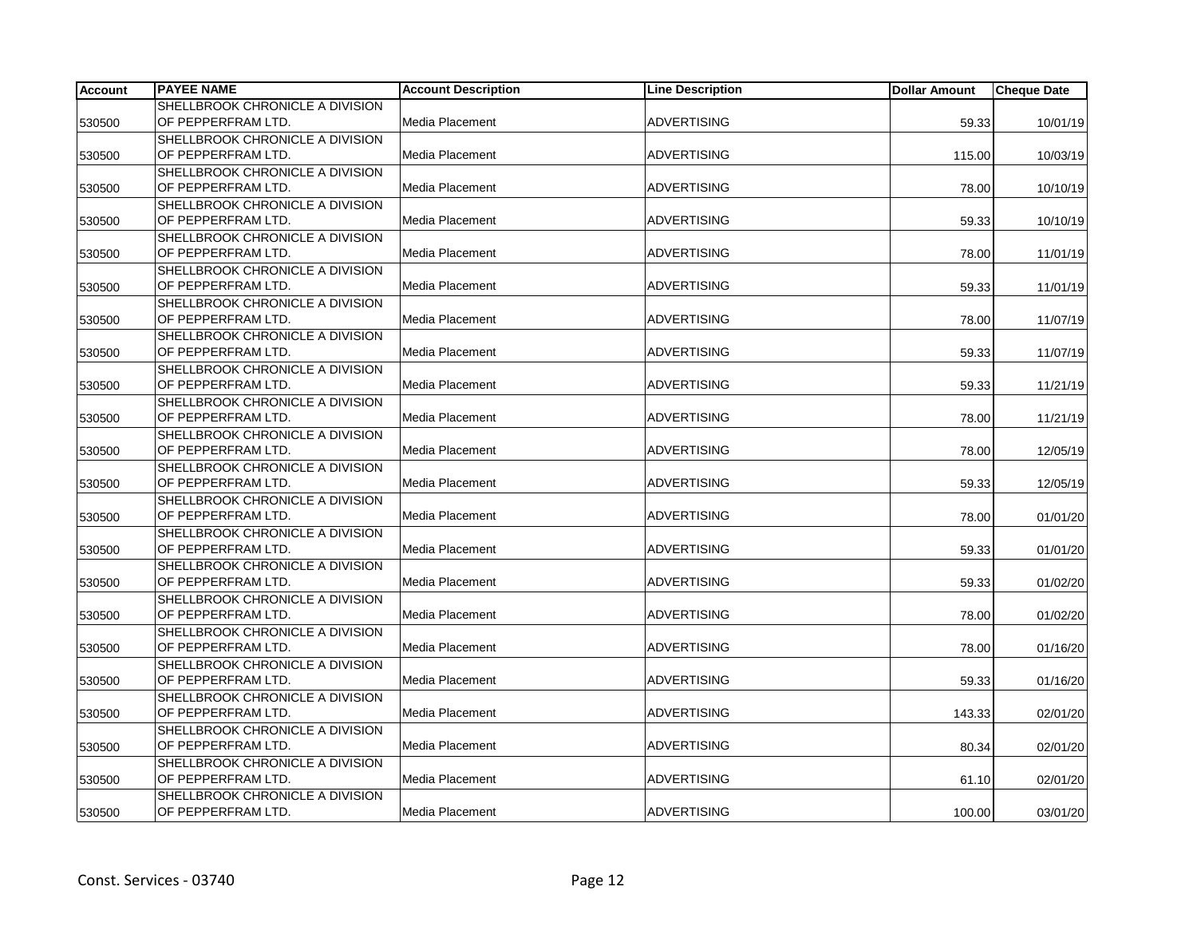| Account | PAYEE NAME | Account Description | Line Description | Dollar Amount | Cheque Date |
|---|---|---|---|---|---|
| 530500 | SHELLBROOK CHRONICLE A DIVISION OF PEPPERFRAM LTD. | Media Placement | ADVERTISING | 59.33 | 10/01/19 |
| 530500 | SHELLBROOK CHRONICLE A DIVISION OF PEPPERFRAM LTD. | Media Placement | ADVERTISING | 115.00 | 10/03/19 |
| 530500 | SHELLBROOK CHRONICLE A DIVISION OF PEPPERFRAM LTD. | Media Placement | ADVERTISING | 78.00 | 10/10/19 |
| 530500 | SHELLBROOK CHRONICLE A DIVISION OF PEPPERFRAM LTD. | Media Placement | ADVERTISING | 59.33 | 10/10/19 |
| 530500 | SHELLBROOK CHRONICLE A DIVISION OF PEPPERFRAM LTD. | Media Placement | ADVERTISING | 78.00 | 11/01/19 |
| 530500 | SHELLBROOK CHRONICLE A DIVISION OF PEPPERFRAM LTD. | Media Placement | ADVERTISING | 59.33 | 11/01/19 |
| 530500 | SHELLBROOK CHRONICLE A DIVISION OF PEPPERFRAM LTD. | Media Placement | ADVERTISING | 78.00 | 11/07/19 |
| 530500 | SHELLBROOK CHRONICLE A DIVISION OF PEPPERFRAM LTD. | Media Placement | ADVERTISING | 59.33 | 11/07/19 |
| 530500 | SHELLBROOK CHRONICLE A DIVISION OF PEPPERFRAM LTD. | Media Placement | ADVERTISING | 59.33 | 11/21/19 |
| 530500 | SHELLBROOK CHRONICLE A DIVISION OF PEPPERFRAM LTD. | Media Placement | ADVERTISING | 78.00 | 11/21/19 |
| 530500 | SHELLBROOK CHRONICLE A DIVISION OF PEPPERFRAM LTD. | Media Placement | ADVERTISING | 78.00 | 12/05/19 |
| 530500 | SHELLBROOK CHRONICLE A DIVISION OF PEPPERFRAM LTD. | Media Placement | ADVERTISING | 59.33 | 12/05/19 |
| 530500 | SHELLBROOK CHRONICLE A DIVISION OF PEPPERFRAM LTD. | Media Placement | ADVERTISING | 78.00 | 01/01/20 |
| 530500 | SHELLBROOK CHRONICLE A DIVISION OF PEPPERFRAM LTD. | Media Placement | ADVERTISING | 59.33 | 01/01/20 |
| 530500 | SHELLBROOK CHRONICLE A DIVISION OF PEPPERFRAM LTD. | Media Placement | ADVERTISING | 59.33 | 01/02/20 |
| 530500 | SHELLBROOK CHRONICLE A DIVISION OF PEPPERFRAM LTD. | Media Placement | ADVERTISING | 78.00 | 01/02/20 |
| 530500 | SHELLBROOK CHRONICLE A DIVISION OF PEPPERFRAM LTD. | Media Placement | ADVERTISING | 78.00 | 01/16/20 |
| 530500 | SHELLBROOK CHRONICLE A DIVISION OF PEPPERFRAM LTD. | Media Placement | ADVERTISING | 59.33 | 01/16/20 |
| 530500 | SHELLBROOK CHRONICLE A DIVISION OF PEPPERFRAM LTD. | Media Placement | ADVERTISING | 143.33 | 02/01/20 |
| 530500 | SHELLBROOK CHRONICLE A DIVISION OF PEPPERFRAM LTD. | Media Placement | ADVERTISING | 80.34 | 02/01/20 |
| 530500 | SHELLBROOK CHRONICLE A DIVISION OF PEPPERFRAM LTD. | Media Placement | ADVERTISING | 61.10 | 02/01/20 |
| 530500 | SHELLBROOK CHRONICLE A DIVISION OF PEPPERFRAM LTD. | Media Placement | ADVERTISING | 100.00 | 03/01/20 |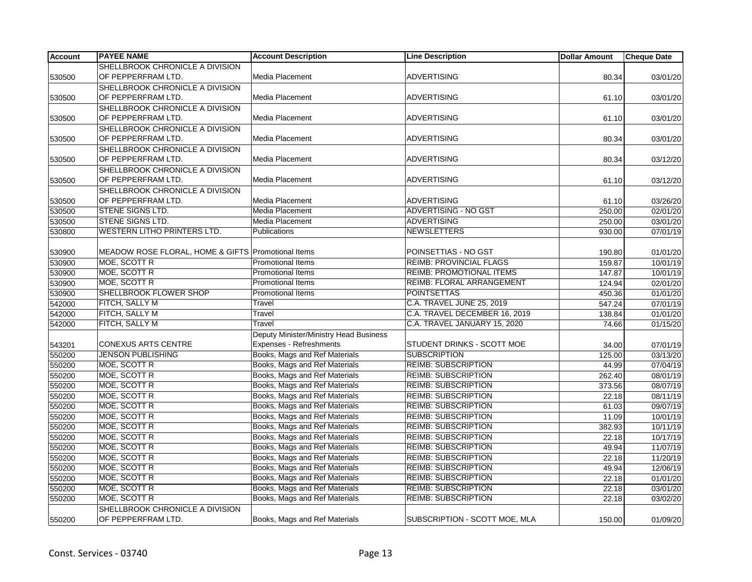| Account | PAYEE NAME | Account Description | Line Description | Dollar Amount | Cheque Date |
|---|---|---|---|---|---|
| 530500 | SHELLBROOK CHRONICLE A DIVISION OF PEPPERFRAM LTD. | Media Placement | ADVERTISING | 80.34 | 03/01/20 |
| 530500 | SHELLBROOK CHRONICLE A DIVISION OF PEPPERFRAM LTD. | Media Placement | ADVERTISING | 61.10 | 03/01/20 |
| 530500 | SHELLBROOK CHRONICLE A DIVISION OF PEPPERFRAM LTD. | Media Placement | ADVERTISING | 61.10 | 03/01/20 |
| 530500 | SHELLBROOK CHRONICLE A DIVISION OF PEPPERFRAM LTD. | Media Placement | ADVERTISING | 80.34 | 03/01/20 |
| 530500 | SHELLBROOK CHRONICLE A DIVISION OF PEPPERFRAM LTD. | Media Placement | ADVERTISING | 80.34 | 03/12/20 |
| 530500 | SHELLBROOK CHRONICLE A DIVISION OF PEPPERFRAM LTD. | Media Placement | ADVERTISING | 61.10 | 03/12/20 |
| 530500 | SHELLBROOK CHRONICLE A DIVISION OF PEPPERFRAM LTD. | Media Placement | ADVERTISING | 61.10 | 03/26/20 |
| 530500 | STENE SIGNS LTD. | Media Placement | ADVERTISING - NO GST | 250.00 | 02/01/20 |
| 530500 | STENE SIGNS LTD. | Media Placement | ADVERTISING | 250.00 | 03/01/20 |
| 530800 | WESTERN LITHO PRINTERS LTD. | Publications | NEWSLETTERS | 930.00 | 07/01/19 |
| 530900 | MEADOW ROSE FLORAL, HOME & GIFTS | Promotional Items | POINSETTIAS - NO GST | 190.80 | 01/01/20 |
| 530900 | MOE, SCOTT R | Promotional Items | REIMB: PROVINCIAL FLAGS | 159.87 | 10/01/19 |
| 530900 | MOE, SCOTT R | Promotional Items | REIMB: PROMOTIONAL ITEMS | 147.87 | 10/01/19 |
| 530900 | MOE, SCOTT R | Promotional Items | REIMB: FLORAL ARRANGEMENT | 124.94 | 02/01/20 |
| 530900 | SHELLBROOK FLOWER SHOP | Promotional Items | POINTSETTAS | 450.36 | 01/01/20 |
| 542000 | FITCH, SALLY M | Travel | C.A. TRAVEL JUNE 25, 2019 | 547.24 | 07/01/19 |
| 542000 | FITCH, SALLY M | Travel | C.A. TRAVEL DECEMBER 16, 2019 | 138.84 | 01/01/20 |
| 542000 | FITCH, SALLY M | Travel | C.A. TRAVEL JANUARY 15, 2020 | 74.66 | 01/15/20 |
| 543201 | CONEXUS ARTS CENTRE | Deputy Minister/Ministry Head Business Expenses - Refreshments | STUDENT DRINKS - SCOTT MOE | 34.00 | 07/01/19 |
| 550200 | JENSON PUBLISHING | Books, Mags and Ref Materials | SUBSCRIPTION | 125.00 | 03/13/20 |
| 550200 | MOE, SCOTT R | Books, Mags and Ref Materials | REIMB: SUBSCRIPTION | 44.99 | 07/04/19 |
| 550200 | MOE, SCOTT R | Books, Mags and Ref Materials | REIMB: SUBSCRIPTION | 262.40 | 08/01/19 |
| 550200 | MOE, SCOTT R | Books, Mags and Ref Materials | REIMB: SUBSCRIPTION | 373.56 | 08/07/19 |
| 550200 | MOE, SCOTT R | Books, Mags and Ref Materials | REIMB: SUBSCRIPTION | 22.18 | 08/11/19 |
| 550200 | MOE, SCOTT R | Books, Mags and Ref Materials | REIMB: SUBSCRIPTION | 61.03 | 09/07/19 |
| 550200 | MOE, SCOTT R | Books, Mags and Ref Materials | REIMB: SUBSCRIPTION | 11.09 | 10/01/19 |
| 550200 | MOE, SCOTT R | Books, Mags and Ref Materials | REIMB: SUBSCRIPTION | 382.93 | 10/11/19 |
| 550200 | MOE, SCOTT R | Books, Mags and Ref Materials | REIMB: SUBSCRIPTION | 22.18 | 10/17/19 |
| 550200 | MOE, SCOTT R | Books, Mags and Ref Materials | REIMB: SUBSCRIPTION | 49.94 | 11/07/19 |
| 550200 | MOE, SCOTT R | Books, Mags and Ref Materials | REIMB: SUBSCRIPTION | 22.18 | 11/20/19 |
| 550200 | MOE, SCOTT R | Books, Mags and Ref Materials | REIMB: SUBSCRIPTION | 49.94 | 12/06/19 |
| 550200 | MOE, SCOTT R | Books, Mags and Ref Materials | REIMB: SUBSCRIPTION | 22.18 | 01/01/20 |
| 550200 | MOE, SCOTT R | Books, Mags and Ref Materials | REIMB: SUBSCRIPTION | 22.18 | 03/01/20 |
| 550200 | MOE, SCOTT R | Books, Mags and Ref Materials | REIMB: SUBSCRIPTION | 22.18 | 03/02/20 |
| 550200 | SHELLBROOK CHRONICLE A DIVISION OF PEPPERFRAM LTD. | Books, Mags and Ref Materials | SUBSCRIPTION - SCOTT MOE, MLA | 150.00 | 01/09/20 |

Const. Services - 03740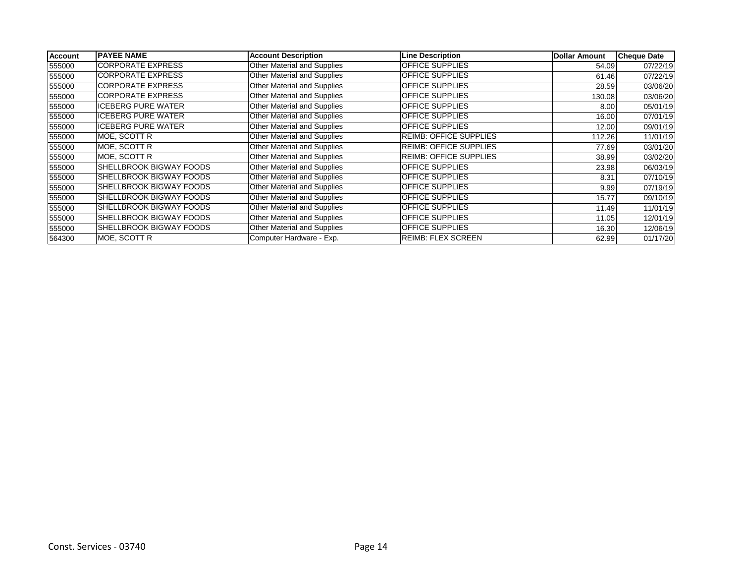| Account | PAYEE NAME | Account Description | Line Description | Dollar Amount | Cheque Date |
|---|---|---|---|---|---|
| 555000 | CORPORATE EXPRESS | Other Material and Supplies | OFFICE SUPPLIES | 54.09 | 07/22/19 |
| 555000 | CORPORATE EXPRESS | Other Material and Supplies | OFFICE SUPPLIES | 61.46 | 07/22/19 |
| 555000 | CORPORATE EXPRESS | Other Material and Supplies | OFFICE SUPPLIES | 28.59 | 03/06/20 |
| 555000 | CORPORATE EXPRESS | Other Material and Supplies | OFFICE SUPPLIES | 130.08 | 03/06/20 |
| 555000 | ICEBERG PURE WATER | Other Material and Supplies | OFFICE SUPPLIES | 8.00 | 05/01/19 |
| 555000 | ICEBERG PURE WATER | Other Material and Supplies | OFFICE SUPPLIES | 16.00 | 07/01/19 |
| 555000 | ICEBERG PURE WATER | Other Material and Supplies | OFFICE SUPPLIES | 12.00 | 09/01/19 |
| 555000 | MOE, SCOTT R | Other Material and Supplies | REIMB: OFFICE SUPPLIES | 112.26 | 11/01/19 |
| 555000 | MOE, SCOTT R | Other Material and Supplies | REIMB: OFFICE SUPPLIES | 77.69 | 03/01/20 |
| 555000 | MOE, SCOTT R | Other Material and Supplies | REIMB: OFFICE SUPPLIES | 38.99 | 03/02/20 |
| 555000 | SHELLBROOK BIGWAY FOODS | Other Material and Supplies | OFFICE SUPPLIES | 23.98 | 06/03/19 |
| 555000 | SHELLBROOK BIGWAY FOODS | Other Material and Supplies | OFFICE SUPPLIES | 8.31 | 07/10/19 |
| 555000 | SHELLBROOK BIGWAY FOODS | Other Material and Supplies | OFFICE SUPPLIES | 9.99 | 07/19/19 |
| 555000 | SHELLBROOK BIGWAY FOODS | Other Material and Supplies | OFFICE SUPPLIES | 15.77 | 09/10/19 |
| 555000 | SHELLBROOK BIGWAY FOODS | Other Material and Supplies | OFFICE SUPPLIES | 11.49 | 11/01/19 |
| 555000 | SHELLBROOK BIGWAY FOODS | Other Material and Supplies | OFFICE SUPPLIES | 11.05 | 12/01/19 |
| 555000 | SHELLBROOK BIGWAY FOODS | Other Material and Supplies | OFFICE SUPPLIES | 16.30 | 12/06/19 |
| 564300 | MOE, SCOTT R | Computer Hardware - Exp. | REIMB: FLEX SCREEN | 62.99 | 01/17/20 |

Const. Services - 03740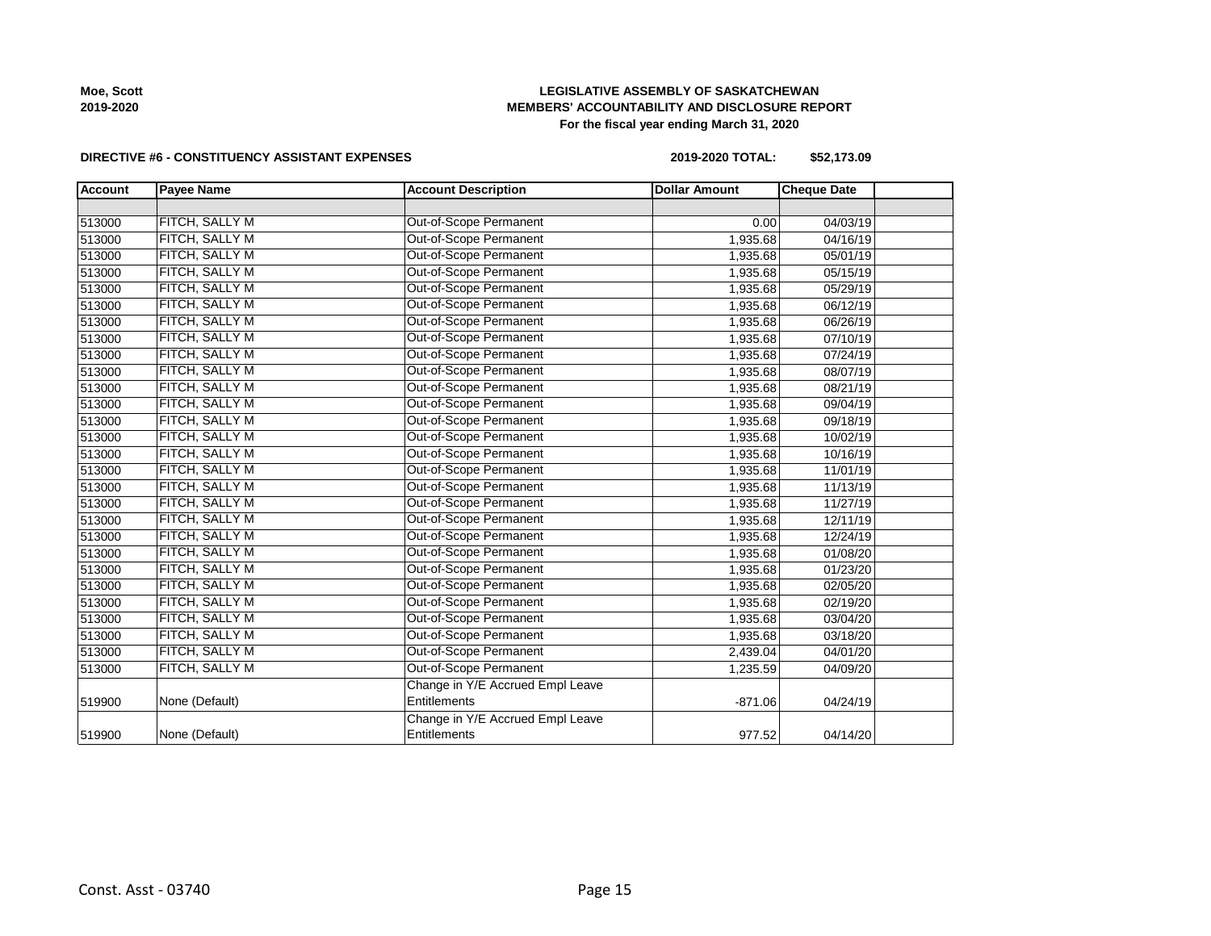**Moe, Scott**
**2019-2020**

**LEGISLATIVE ASSEMBLY OF SASKATCHEWAN**
**MEMBERS' ACCOUNTABILITY AND DISCLOSURE REPORT**
**For the fiscal year ending March 31, 2020**

**DIRECTIVE #6 - CONSTITUENCY ASSISTANT EXPENSES** **2019-2020 TOTAL: $52,173.09**

| Account | Payee Name | Account Description | Dollar Amount | Cheque Date | |
|---|---|---|---|---|---|
| | | | | | |
| 513000 | FITCH, SALLY M | Out-of-Scope Permanent | 0.00 | 04/03/19 | |
| 513000 | FITCH, SALLY M | Out-of-Scope Permanent | 1,935.68 | 04/16/19 | |
| 513000 | FITCH, SALLY M | Out-of-Scope Permanent | 1,935.68 | 05/01/19 | |
| 513000 | FITCH, SALLY M | Out-of-Scope Permanent | 1,935.68 | 05/15/19 | |
| 513000 | FITCH, SALLY M | Out-of-Scope Permanent | 1,935.68 | 05/29/19 | |
| 513000 | FITCH, SALLY M | Out-of-Scope Permanent | 1,935.68 | 06/12/19 | |
| 513000 | FITCH, SALLY M | Out-of-Scope Permanent | 1,935.68 | 06/26/19 | |
| 513000 | FITCH, SALLY M | Out-of-Scope Permanent | 1,935.68 | 07/10/19 | |
| 513000 | FITCH, SALLY M | Out-of-Scope Permanent | 1,935.68 | 07/24/19 | |
| 513000 | FITCH, SALLY M | Out-of-Scope Permanent | 1,935.68 | 08/07/19 | |
| 513000 | FITCH, SALLY M | Out-of-Scope Permanent | 1,935.68 | 08/21/19 | |
| 513000 | FITCH, SALLY M | Out-of-Scope Permanent | 1,935.68 | 09/04/19 | |
| 513000 | FITCH, SALLY M | Out-of-Scope Permanent | 1,935.68 | 09/18/19 | |
| 513000 | FITCH, SALLY M | Out-of-Scope Permanent | 1,935.68 | 10/02/19 | |
| 513000 | FITCH, SALLY M | Out-of-Scope Permanent | 1,935.68 | 10/16/19 | |
| 513000 | FITCH, SALLY M | Out-of-Scope Permanent | 1,935.68 | 11/01/19 | |
| 513000 | FITCH, SALLY M | Out-of-Scope Permanent | 1,935.68 | 11/13/19 | |
| 513000 | FITCH, SALLY M | Out-of-Scope Permanent | 1,935.68 | 11/27/19 | |
| 513000 | FITCH, SALLY M | Out-of-Scope Permanent | 1,935.68 | 12/11/19 | |
| 513000 | FITCH, SALLY M | Out-of-Scope Permanent | 1,935.68 | 12/24/19 | |
| 513000 | FITCH, SALLY M | Out-of-Scope Permanent | 1,935.68 | 01/08/20 | |
| 513000 | FITCH, SALLY M | Out-of-Scope Permanent | 1,935.68 | 01/23/20 | |
| 513000 | FITCH, SALLY M | Out-of-Scope Permanent | 1,935.68 | 02/05/20 | |
| 513000 | FITCH, SALLY M | Out-of-Scope Permanent | 1,935.68 | 02/19/20 | |
| 513000 | FITCH, SALLY M | Out-of-Scope Permanent | 1,935.68 | 03/04/20 | |
| 513000 | FITCH, SALLY M | Out-of-Scope Permanent | 1,935.68 | 03/18/20 | |
| 513000 | FITCH, SALLY M | Out-of-Scope Permanent | 2,439.04 | 04/01/20 | |
| 513000 | FITCH, SALLY M | Out-of-Scope Permanent | 1,235.59 | 04/09/20 | |
| 519900 | None (Default) | Change in Y/E Accrued Empl Leave Entitlements | -871.06 | 04/24/19 | |
| 519900 | None (Default) | Change in Y/E Accrued Empl Leave Entitlements | 977.52 | 04/14/20 | |

Const. Asst - 03740